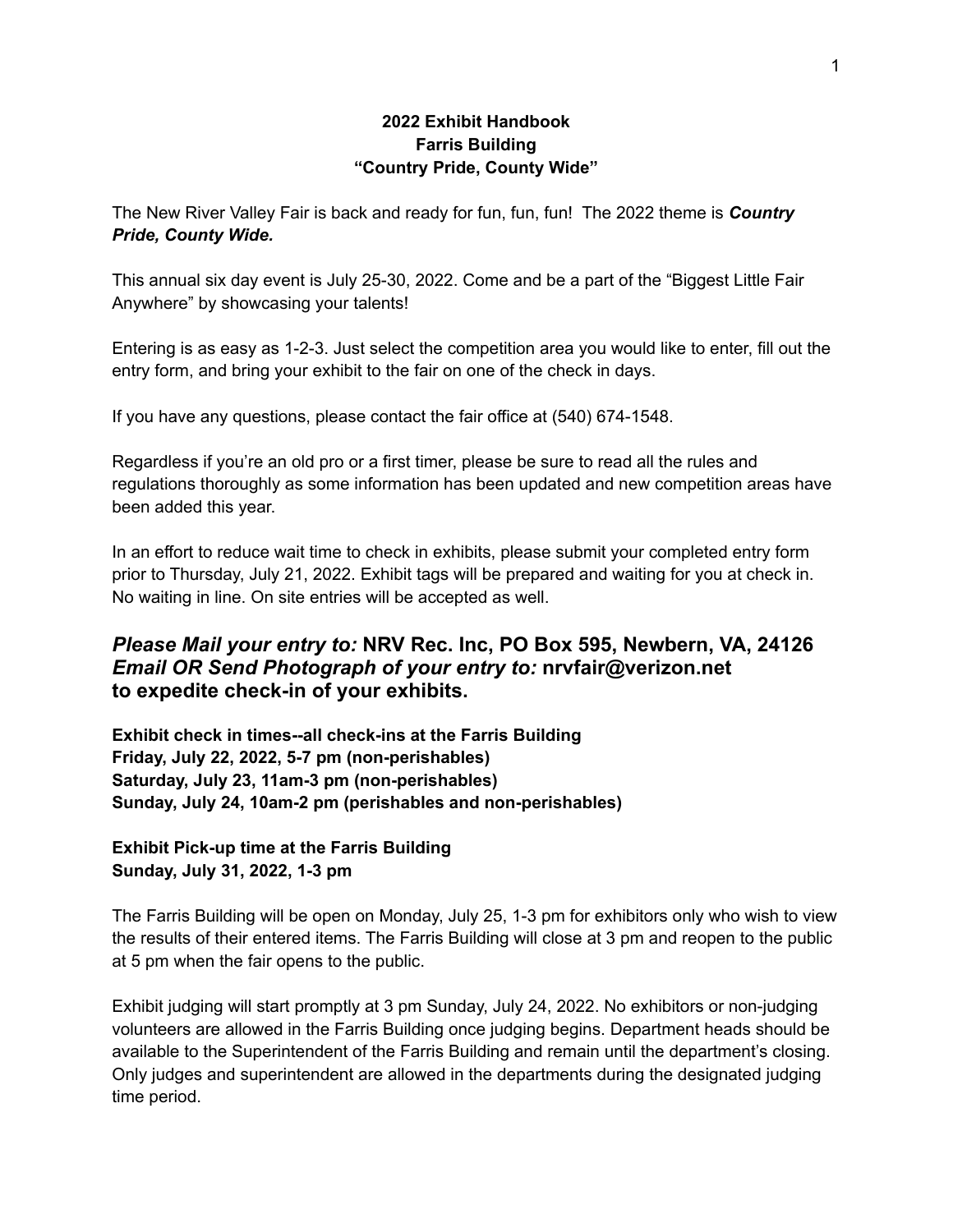# 2022 Exhibit Handbook
## Farris Building
## "Country Pride, County Wide"

The New River Valley Fair is back and ready for fun, fun, fun! The 2022 theme is ***Country Pride, County Wide.***

This annual six day event is July 25-30, 2022. Come and be a part of the "Biggest Little Fair Anywhere" by showcasing your talents!

Entering is as easy as 1-2-3. Just select the competition area you would like to enter, fill out the entry form, and bring your exhibit to the fair on one of the check in days.

If you have any questions, please contact the fair office at (540) 674-1548.

Regardless if you're an old pro or a first timer, please be sure to read all the rules and regulations thoroughly as some information has been updated and new competition areas have been added this year.

In an effort to reduce wait time to check in exhibits, please submit your completed entry form prior to Thursday, July 21, 2022. Exhibit tags will be prepared and waiting for you at check in. No waiting in line. On site entries will be accepted as well.

***Please Mail your entry to:*** **NRV Rec. Inc, PO Box 595, Newbern, VA, 24126**
***Email OR Send Photograph of your entry to:*** **nrvfair@verizon.net to expedite check-in of your exhibits.**

**Exhibit check in times--all check-ins at the Farris Building**
**Friday, July 22, 2022, 5-7 pm (non-perishables)**
**Saturday, July 23, 11am-3 pm (non-perishables)**
**Sunday, July 24, 10am-2 pm (perishables and non-perishables)**

**Exhibit Pick-up time at the Farris Building**
**Sunday, July 31, 2022, 1-3 pm**

The Farris Building will be open on Monday, July 25, 1-3 pm for exhibitors only who wish to view the results of their entered items. The Farris Building will close at 3 pm and reopen to the public at 5 pm when the fair opens to the public.

Exhibit judging will start promptly at 3 pm Sunday, July 24, 2022. No exhibitors or non-judging volunteers are allowed in the Farris Building once judging begins. Department heads should be available to the Superintendent of the Farris Building and remain until the department's closing. Only judges and superintendent are allowed in the departments during the designated judging time period.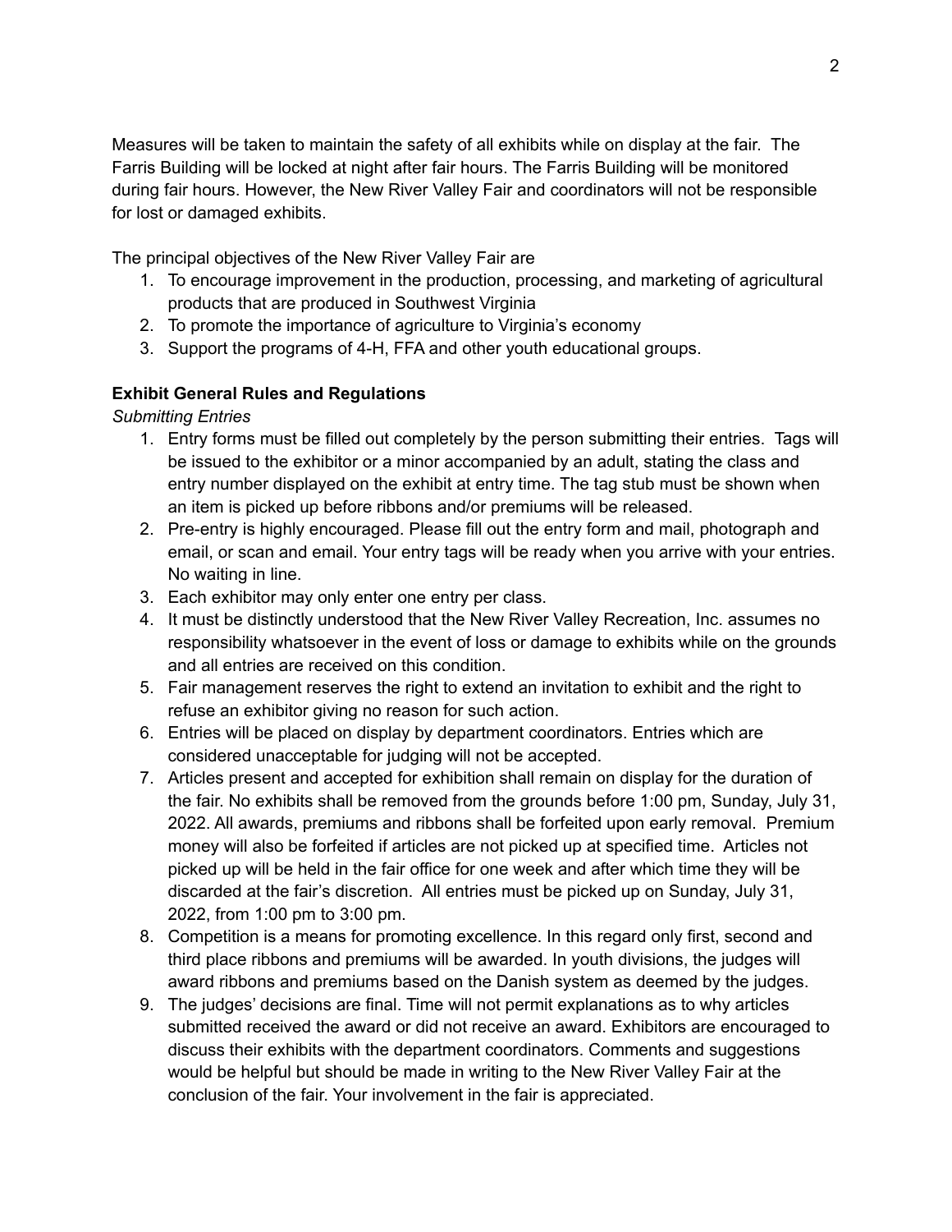Measures will be taken to maintain the safety of all exhibits while on display at the fair. The Farris Building will be locked at night after fair hours. The Farris Building will be monitored during fair hours. However, the New River Valley Fair and coordinators will not be responsible for lost or damaged exhibits.

The principal objectives of the New River Valley Fair are

1. To encourage improvement in the production, processing, and marketing of agricultural products that are produced in Southwest Virginia
2. To promote the importance of agriculture to Virginia's economy
3. Support the programs of 4-H, FFA and other youth educational groups.

**Exhibit General Rules and Regulations**

*Submitting Entries*

1. Entry forms must be filled out completely by the person submitting their entries. Tags will be issued to the exhibitor or a minor accompanied by an adult, stating the class and entry number displayed on the exhibit at entry time. The tag stub must be shown when an item is picked up before ribbons and/or premiums will be released.
2. Pre-entry is highly encouraged. Please fill out the entry form and mail, photograph and email, or scan and email. Your entry tags will be ready when you arrive with your entries. No waiting in line.
3. Each exhibitor may only enter one entry per class.
4. It must be distinctly understood that the New River Valley Recreation, Inc. assumes no responsibility whatsoever in the event of loss or damage to exhibits while on the grounds and all entries are received on this condition.
5. Fair management reserves the right to extend an invitation to exhibit and the right to refuse an exhibitor giving no reason for such action.
6. Entries will be placed on display by department coordinators. Entries which are considered unacceptable for judging will not be accepted.
7. Articles present and accepted for exhibition shall remain on display for the duration of the fair. No exhibits shall be removed from the grounds before 1:00 pm, Sunday, July 31, 2022. All awards, premiums and ribbons shall be forfeited upon early removal. Premium money will also be forfeited if articles are not picked up at specified time. Articles not picked up will be held in the fair office for one week and after which time they will be discarded at the fair's discretion. All entries must be picked up on Sunday, July 31, 2022, from 1:00 pm to 3:00 pm.
8. Competition is a means for promoting excellence. In this regard only first, second and third place ribbons and premiums will be awarded. In youth divisions, the judges will award ribbons and premiums based on the Danish system as deemed by the judges.
9. The judges' decisions are final. Time will not permit explanations as to why articles submitted received the award or did not receive an award. Exhibitors are encouraged to discuss their exhibits with the department coordinators. Comments and suggestions would be helpful but should be made in writing to the New River Valley Fair at the conclusion of the fair. Your involvement in the fair is appreciated.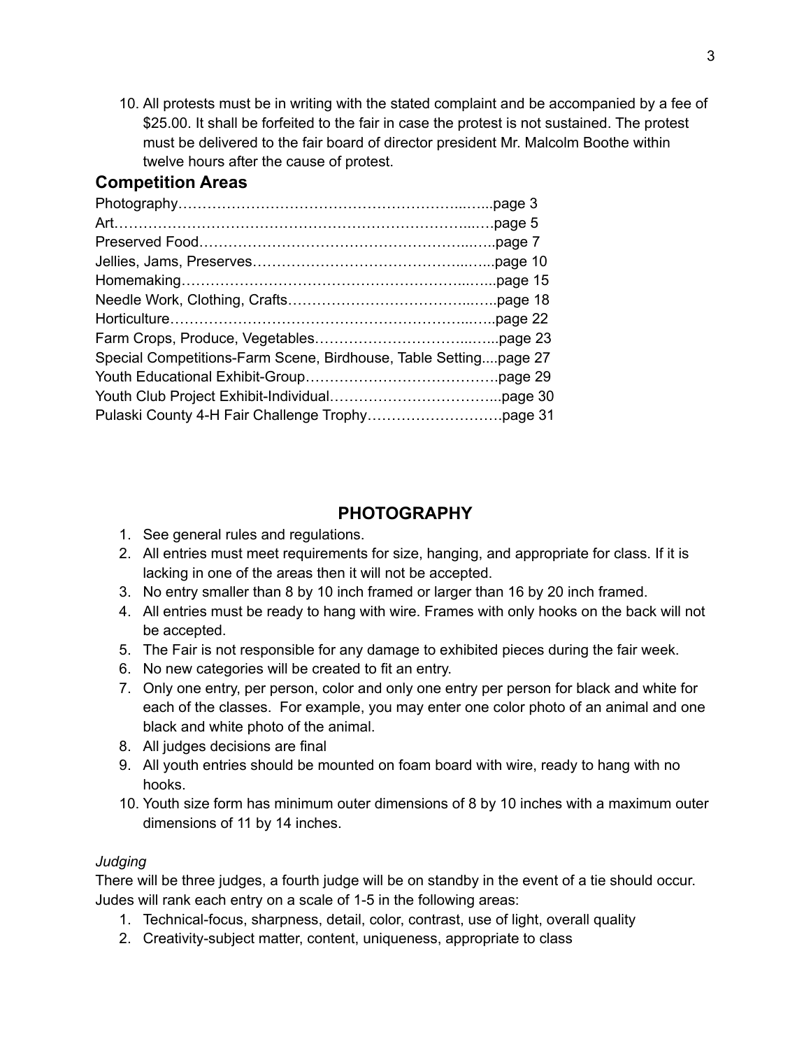10. All protests must be in writing with the stated complaint and be accompanied by a fee of $25.00. It shall be forfeited to the fair in case the protest is not sustained. The protest must be delivered to the fair board of director president Mr. Malcolm Boothe within twelve hours after the cause of protest.

## Competition Areas

Photography……………………………………………………...…..page 3
Art………………………………………………………………...….page 5
Preserved Food………………………………………………...…..page 7
Jellies, Jams, Preserves……………………………………...…...page 10
Homemaking…………………………………………………...…...page 15
Needle Work, Clothing, Crafts…………………………………...…..page 18
Horticulture……………………………………………………...…..page 22
Farm Crops, Produce, Vegetables…………………………...…...page 23
Special Competitions-Farm Scene, Birdhouse, Table Setting....page 27
Youth Educational Exhibit-Group………………………………….page 29
Youth Club Project Exhibit-Individual……………………………...page 30
Pulaski County 4-H Fair Challenge Trophy……………………….page 31

## PHOTOGRAPHY

1. See general rules and regulations.
2. All entries must meet requirements for size, hanging, and appropriate for class. If it is lacking in one of the areas then it will not be accepted.
3. No entry smaller than 8 by 10 inch framed or larger than 16 by 20 inch framed.
4. All entries must be ready to hang with wire. Frames with only hooks on the back will not be accepted.
5. The Fair is not responsible for any damage to exhibited pieces during the fair week.
6. No new categories will be created to fit an entry.
7. Only one entry, per person, color and only one entry per person for black and white for each of the classes. For example, you may enter one color photo of an animal and one black and white photo of the animal.
8. All judges decisions are final
9. All youth entries should be mounted on foam board with wire, ready to hang with no hooks.
10. Youth size form has minimum outer dimensions of 8 by 10 inches with a maximum outer dimensions of 11 by 14 inches.

*Judging*

There will be three judges, a fourth judge will be on standby in the event of a tie should occur. Judes will rank each entry on a scale of 1-5 in the following areas:

1. Technical-focus, sharpness, detail, color, contrast, use of light, overall quality
2. Creativity-subject matter, content, uniqueness, appropriate to class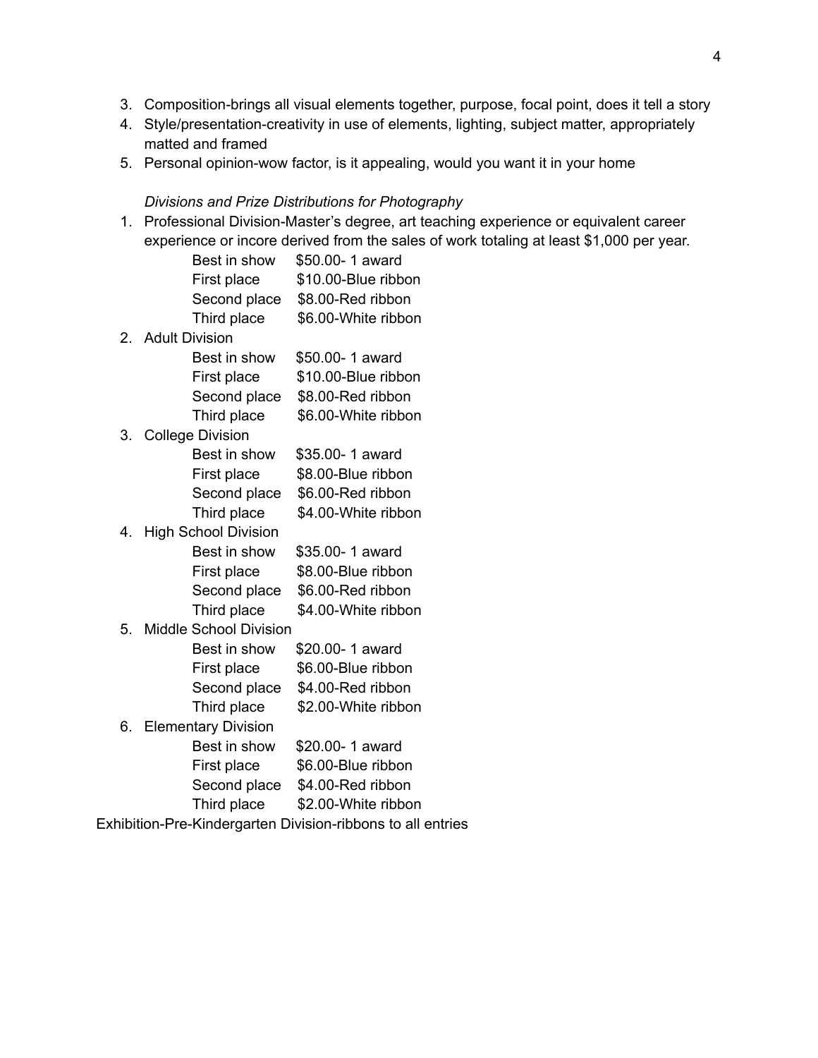3. Composition-brings all visual elements together, purpose, focal point, does it tell a story
4. Style/presentation-creativity in use of elements, lighting, subject matter, appropriately matted and framed
5. Personal opinion-wow factor, is it appealing, would you want it in your home

*Divisions and Prize Distributions for Photography*

1. Professional Division-Master's degree, art teaching experience or equivalent career experience or incore derived from the sales of work totaling at least $1,000 per year.
   - Best in show $50.00- 1 award
   - First place $10.00-Blue ribbon
   - Second place $8.00-Red ribbon
   - Third place $6.00-White ribbon
2. Adult Division
   - Best in show $50.00- 1 award
   - First place $10.00-Blue ribbon
   - Second place $8.00-Red ribbon
   - Third place $6.00-White ribbon
3. College Division
   - Best in show $35.00- 1 award
   - First place $8.00-Blue ribbon
   - Second place $6.00-Red ribbon
   - Third place $4.00-White ribbon
4. High School Division
   - Best in show $35.00- 1 award
   - First place $8.00-Blue ribbon
   - Second place $6.00-Red ribbon
   - Third place $4.00-White ribbon
5. Middle School Division
   - Best in show $20.00- 1 award
   - First place $6.00-Blue ribbon
   - Second place $4.00-Red ribbon
   - Third place $2.00-White ribbon
6. Elementary Division
   - Best in show $20.00- 1 award
   - First place $6.00-Blue ribbon
   - Second place $4.00-Red ribbon
   - Third place $2.00-White ribbon

Exhibition-Pre-Kindergarten Division-ribbons to all entries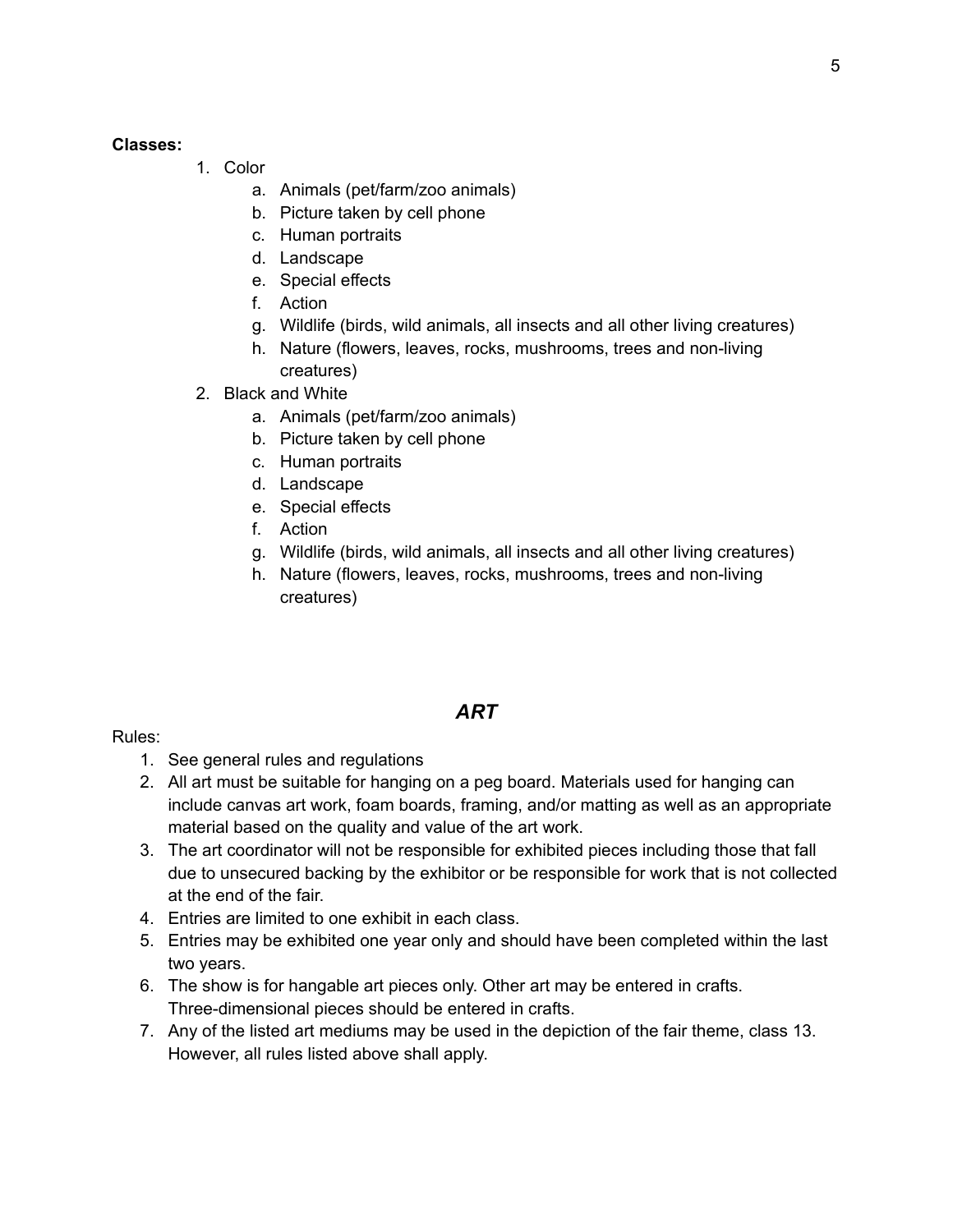**Classes:**

1. Color
    a. Animals (pet/farm/zoo animals)
    b. Picture taken by cell phone
    c. Human portraits
    d. Landscape
    e. Special effects
    f. Action
    g. Wildlife (birds, wild animals, all insects and all other living creatures)
    h. Nature (flowers, leaves, rocks, mushrooms, trees and non-living creatures)
2. Black and White
    a. Animals (pet/farm/zoo animals)
    b. Picture taken by cell phone
    c. Human portraits
    d. Landscape
    e. Special effects
    f. Action
    g. Wildlife (birds, wild animals, all insects and all other living creatures)
    h. Nature (flowers, leaves, rocks, mushrooms, trees and non-living creatures)

## ***ART***

Rules:

1. See general rules and regulations
2. All art must be suitable for hanging on a peg board. Materials used for hanging can include canvas art work, foam boards, framing, and/or matting as well as an appropriate material based on the quality and value of the art work.
3. The art coordinator will not be responsible for exhibited pieces including those that fall due to unsecured backing by the exhibitor or be responsible for work that is not collected at the end of the fair.
4. Entries are limited to one exhibit in each class.
5. Entries may be exhibited one year only and should have been completed within the last two years.
6. The show is for hangable art pieces only. Other art may be entered in crafts. Three-dimensional pieces should be entered in crafts.
7. Any of the listed art mediums may be used in the depiction of the fair theme, class 13. However, all rules listed above shall apply.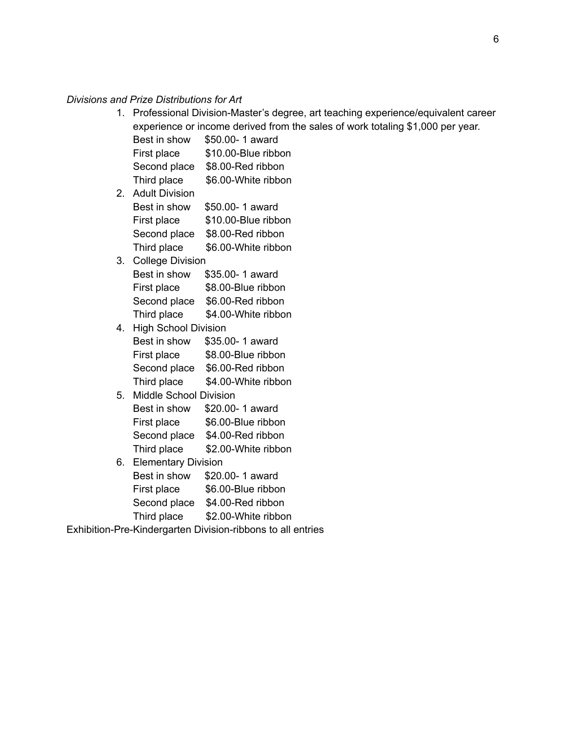*Divisions and Prize Distributions for Art*

1. Professional Division-Master's degree, art teaching experience/equivalent career experience or income derived from the sales of work totaling $1,000 per year.
   Best in show $50.00- 1 award
   First place $10.00-Blue ribbon
   Second place $8.00-Red ribbon
   Third place $6.00-White ribbon
2. Adult Division
   Best in show $50.00- 1 award
   First place $10.00-Blue ribbon
   Second place $8.00-Red ribbon
   Third place $6.00-White ribbon
3. College Division
   Best in show $35.00- 1 award
   First place $8.00-Blue ribbon
   Second place $6.00-Red ribbon
   Third place $4.00-White ribbon
4. High School Division
   Best in show $35.00- 1 award
   First place $8.00-Blue ribbon
   Second place $6.00-Red ribbon
   Third place $4.00-White ribbon
5. Middle School Division
   Best in show $20.00- 1 award
   First place $6.00-Blue ribbon
   Second place $4.00-Red ribbon
   Third place $2.00-White ribbon
6. Elementary Division
   Best in show $20.00- 1 award
   First place $6.00-Blue ribbon
   Second place $4.00-Red ribbon
   Third place $2.00-White ribbon

Exhibition-Pre-Kindergarten Division-ribbons to all entries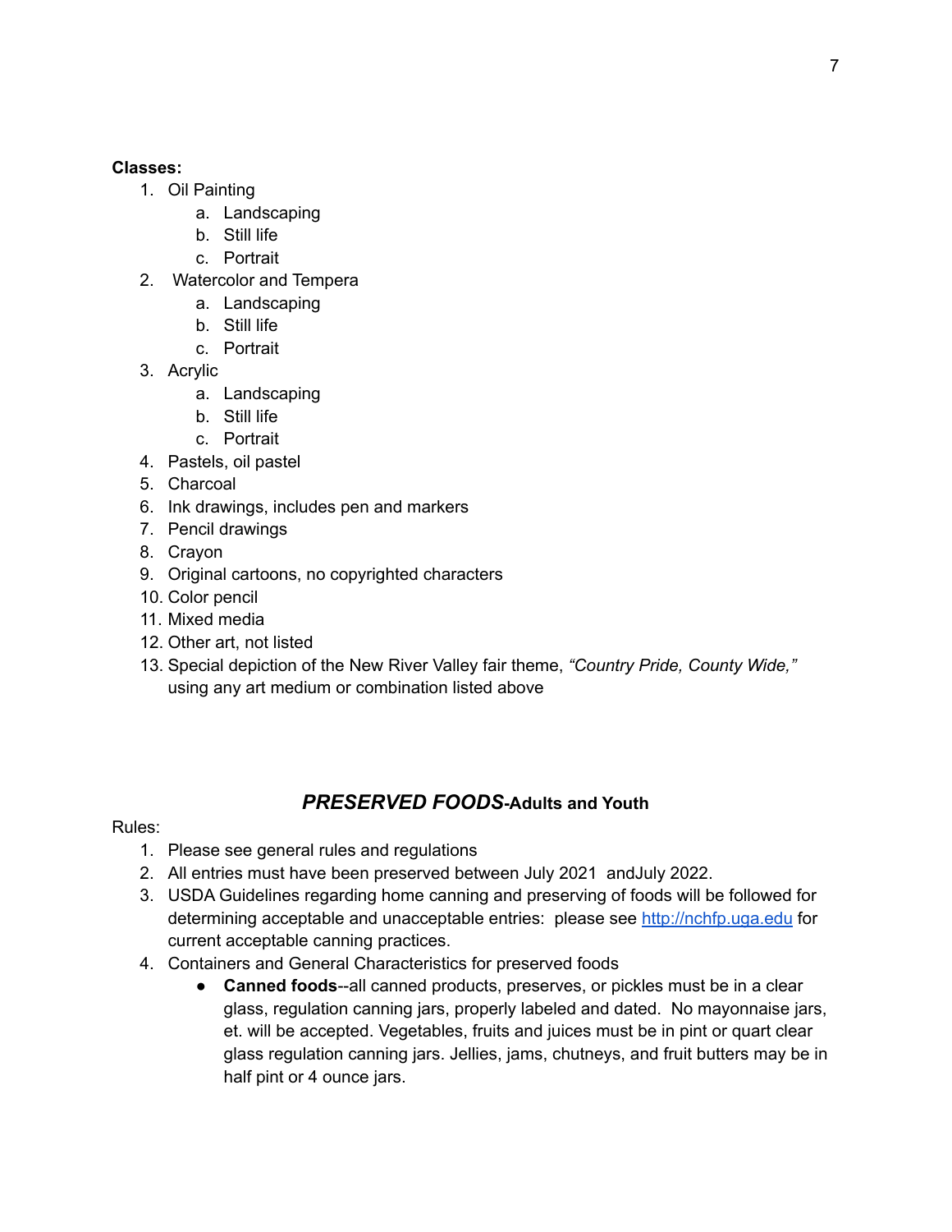**Classes:**

1. Oil Painting
    a. Landscaping
    b. Still life
    c. Portrait
2. Watercolor and Tempera
    a. Landscaping
    b. Still life
    c. Portrait
3. Acrylic
    a. Landscaping
    b. Still life
    c. Portrait
4. Pastels, oil pastel
5. Charcoal
6. Ink drawings, includes pen and markers
7. Pencil drawings
8. Crayon
9. Original cartoons, no copyrighted characters
10. Color pencil
11. Mixed media
12. Other art, not listed
13. Special depiction of the New River Valley fair theme, *"Country Pride, County Wide,"* using any art medium or combination listed above

## *PRESERVED FOODS*-Adults and Youth

Rules:

1. Please see general rules and regulations
2. All entries must have been preserved between July 2021 andJuly 2022.
3. USDA Guidelines regarding home canning and preserving of foods will be followed for determining acceptable and unacceptable entries: please see http://nchfp.uga.edu for current acceptable canning practices.
4. Containers and General Characteristics for preserved foods
    - **Canned foods**--all canned products, preserves, or pickles must be in a clear glass, regulation canning jars, properly labeled and dated. No mayonnaise jars, et. will be accepted. Vegetables, fruits and juices must be in pint or quart clear glass regulation canning jars. Jellies, jams, chutneys, and fruit butters may be in half pint or 4 ounce jars.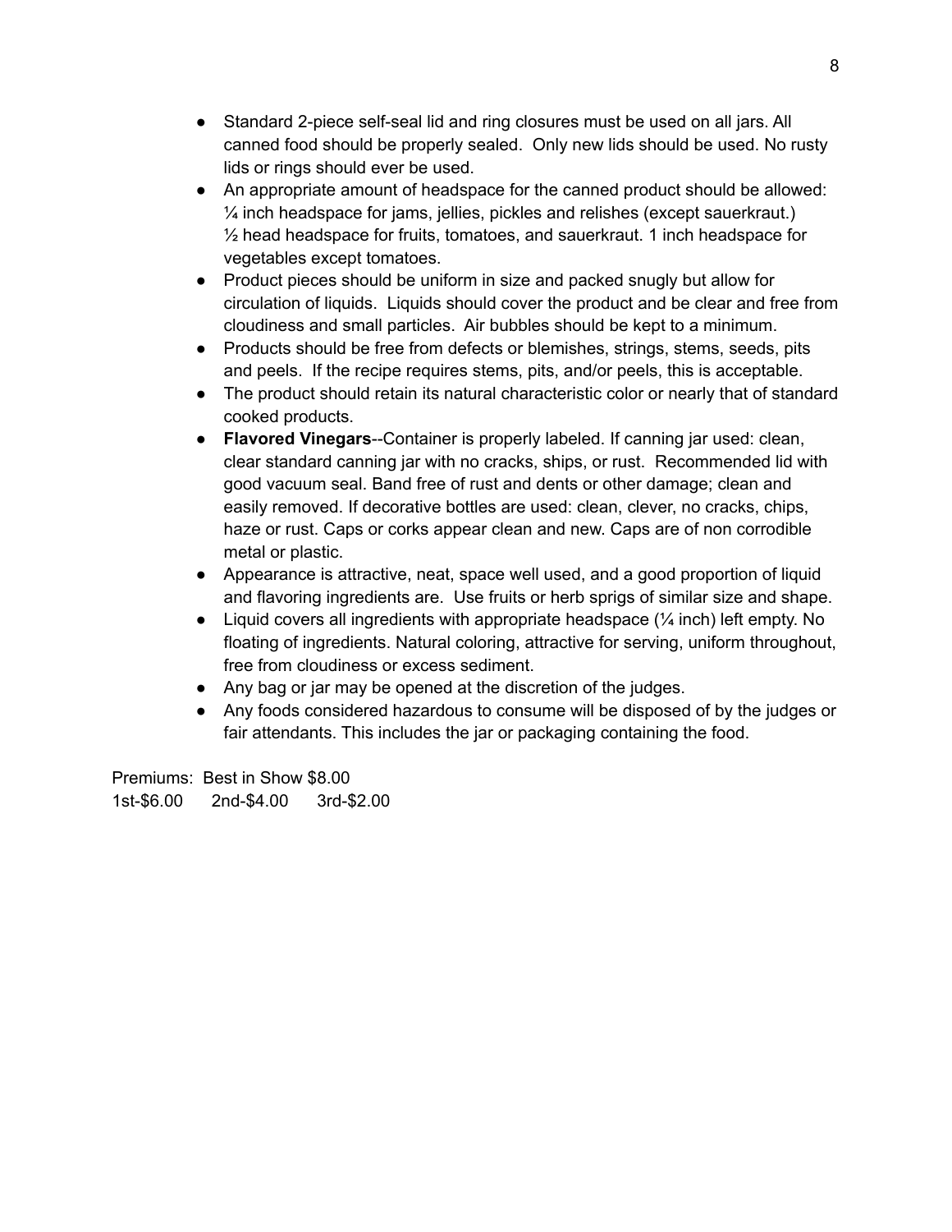- Standard 2-piece self-seal lid and ring closures must be used on all jars. All canned food should be properly sealed. Only new lids should be used. No rusty lids or rings should ever be used.
- An appropriate amount of headspace for the canned product should be allowed: ¼ inch headspace for jams, jellies, pickles and relishes (except sauerkraut.) ½ head headspace for fruits, tomatoes, and sauerkraut. 1 inch headspace for vegetables except tomatoes.
- Product pieces should be uniform in size and packed snugly but allow for circulation of liquids. Liquids should cover the product and be clear and free from cloudiness and small particles. Air bubbles should be kept to a minimum.
- Products should be free from defects or blemishes, strings, stems, seeds, pits and peels. If the recipe requires stems, pits, and/or peels, this is acceptable.
- The product should retain its natural characteristic color or nearly that of standard cooked products.
- **Flavored Vinegars**--Container is properly labeled. If canning jar used: clean, clear standard canning jar with no cracks, ships, or rust. Recommended lid with good vacuum seal. Band free of rust and dents or other damage; clean and easily removed. If decorative bottles are used: clean, clever, no cracks, chips, haze or rust. Caps or corks appear clean and new. Caps are of non corrodible metal or plastic.
- Appearance is attractive, neat, space well used, and a good proportion of liquid and flavoring ingredients are. Use fruits or herb sprigs of similar size and shape.
- Liquid covers all ingredients with appropriate headspace (¼ inch) left empty. No floating of ingredients. Natural coloring, attractive for serving, uniform throughout, free from cloudiness or excess sediment.
- Any bag or jar may be opened at the discretion of the judges.
- Any foods considered hazardous to consume will be disposed of by the judges or fair attendants. This includes the jar or packaging containing the food.

Premiums: Best in Show $8.00
1st-$6.00 2nd-$4.00 3rd-$2.00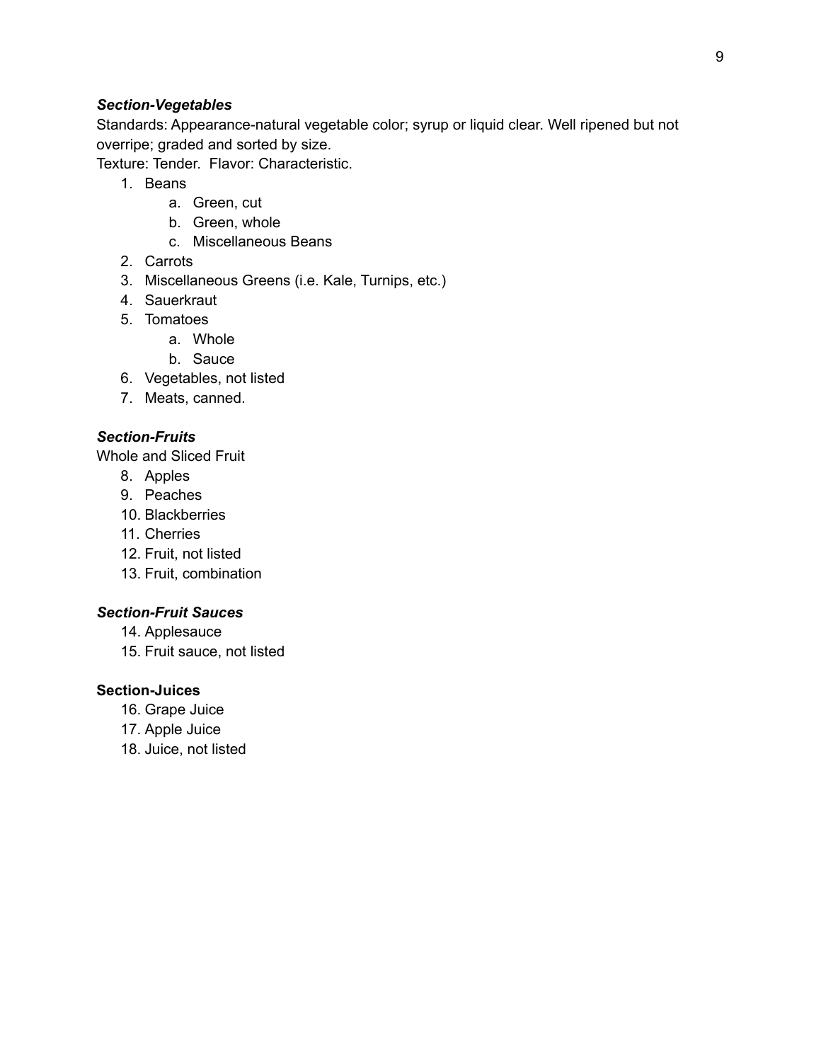***Section-Vegetables***

Standards: Appearance-natural vegetable color; syrup or liquid clear. Well ripened but not overripe; graded and sorted by size.

Texture: Tender. Flavor: Characteristic.

1. Beans
   a. Green, cut
   b. Green, whole
   c. Miscellaneous Beans
2. Carrots
3. Miscellaneous Greens (i.e. Kale, Turnips, etc.)
4. Sauerkraut
5. Tomatoes
   a. Whole
   b. Sauce
6. Vegetables, not listed
7. Meats, canned.

***Section-Fruits***

Whole and Sliced Fruit

8. Apples
9. Peaches
10. Blackberries
11. Cherries
12. Fruit, not listed
13. Fruit, combination

***Section-Fruit Sauces***

14. Applesauce
15. Fruit sauce, not listed

**Section-Juices**

16. Grape Juice
17. Apple Juice
18. Juice, not listed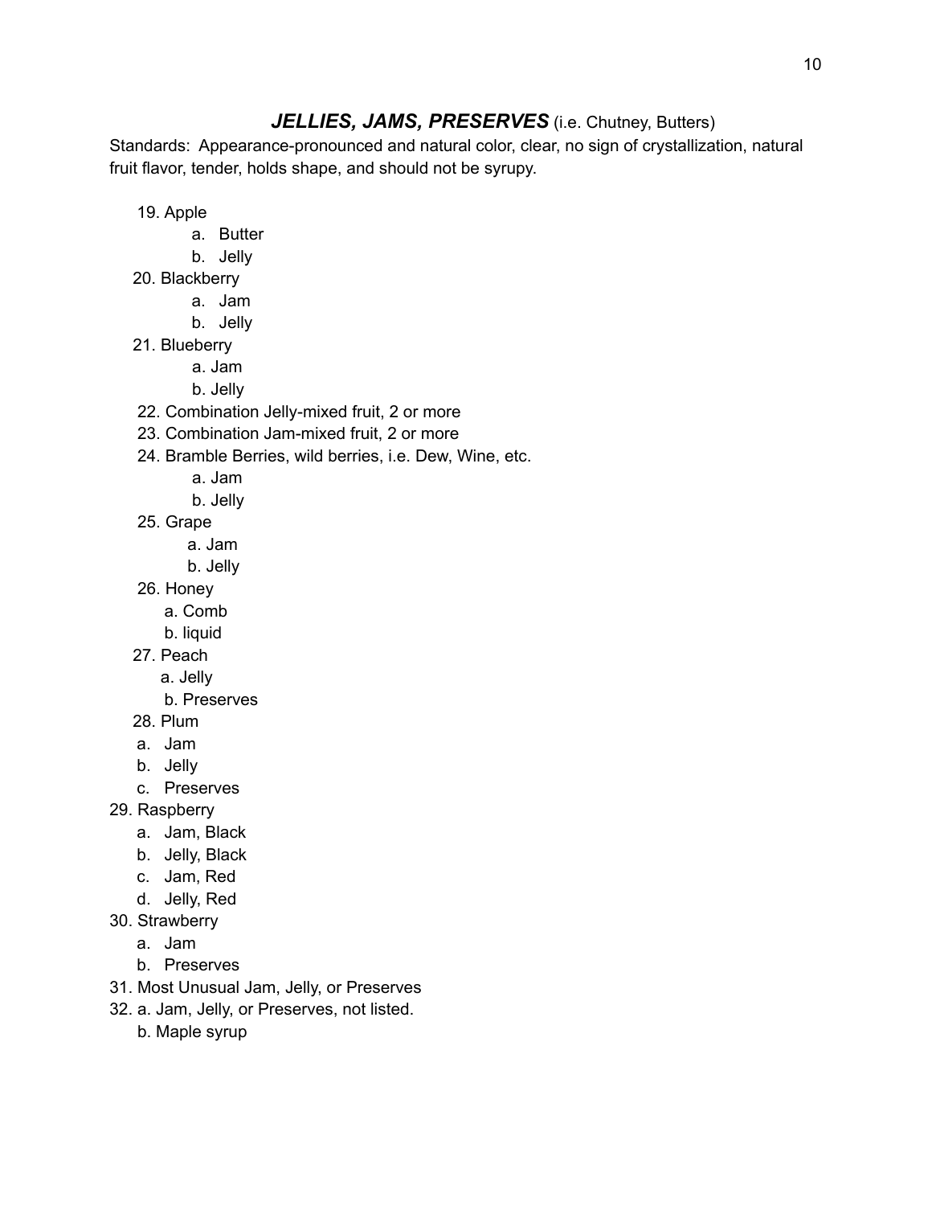## ***JELLIES, JAMS, PRESERVES*** (i.e. Chutney, Butters)

Standards: Appearance-pronounced and natural color, clear, no sign of crystallization, natural fruit flavor, tender, holds shape, and should not be syrupy.

19. Apple
    a. Butter
    b. Jelly
20. Blackberry
    a. Jam
    b. Jelly
21. Blueberry
    a. Jam
    b. Jelly
22. Combination Jelly-mixed fruit, 2 or more
23. Combination Jam-mixed fruit, 2 or more
24. Bramble Berries, wild berries, i.e. Dew, Wine, etc.
    a. Jam
    b. Jelly
25. Grape
    a. Jam
    b. Jelly
26. Honey
    a. Comb
    b. liquid
27. Peach
    a. Jelly
    b. Preserves
28. Plum
    a. Jam
    b. Jelly
    c. Preserves
29. Raspberry
    a. Jam, Black
    b. Jelly, Black
    c. Jam, Red
    d. Jelly, Red
30. Strawberry
    a. Jam
    b. Preserves
31. Most Unusual Jam, Jelly, or Preserves
32. a. Jam, Jelly, or Preserves, not listed.
    b. Maple syrup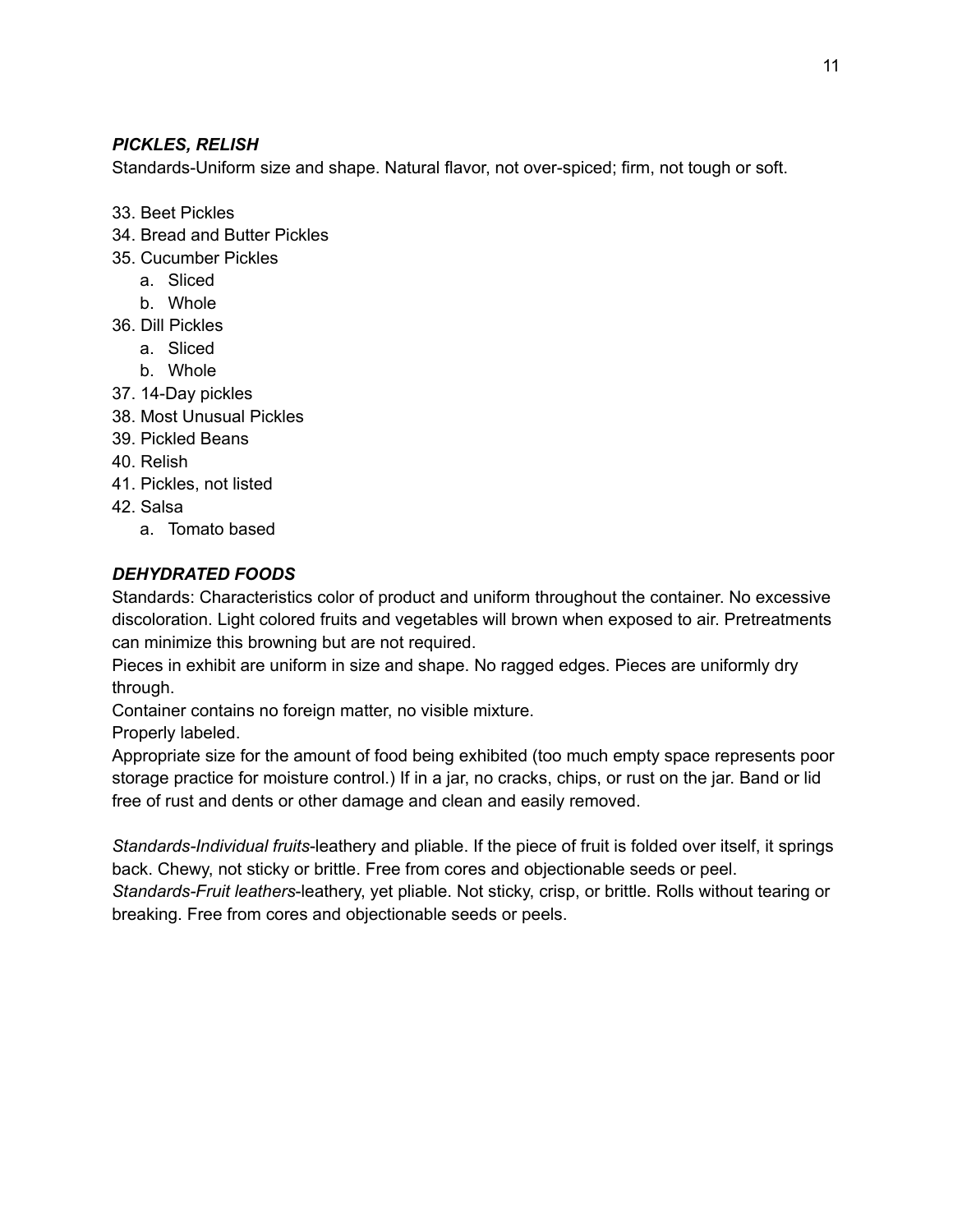### *PICKLES, RELISH*

Standards-Uniform size and shape. Natural flavor, not over-spiced; firm, not tough or soft.

33. Beet Pickles
34. Bread and Butter Pickles
35. Cucumber Pickles
    a. Sliced
    b. Whole
36. Dill Pickles
    a. Sliced
    b. Whole
37. 14-Day pickles
38. Most Unusual Pickles
39. Pickled Beans
40. Relish
41. Pickles, not listed
42. Salsa
    a. Tomato based

### *DEHYDRATED FOODS*

Standards: Characteristics color of product and uniform throughout the container. No excessive discoloration. Light colored fruits and vegetables will brown when exposed to air. Pretreatments can minimize this browning but are not required.

Pieces in exhibit are uniform in size and shape. No ragged edges. Pieces are uniformly dry through.

Container contains no foreign matter, no visible mixture.

Properly labeled.

Appropriate size for the amount of food being exhibited (too much empty space represents poor storage practice for moisture control.) If in a jar, no cracks, chips, or rust on the jar. Band or lid free of rust and dents or other damage and clean and easily removed.

*Standards-Individual fruits*-leathery and pliable. If the piece of fruit is folded over itself, it springs back. Chewy, not sticky or brittle. Free from cores and objectionable seeds or peel.

*Standards-Fruit leathers*-leathery, yet pliable. Not sticky, crisp, or brittle. Rolls without tearing or breaking. Free from cores and objectionable seeds or peels.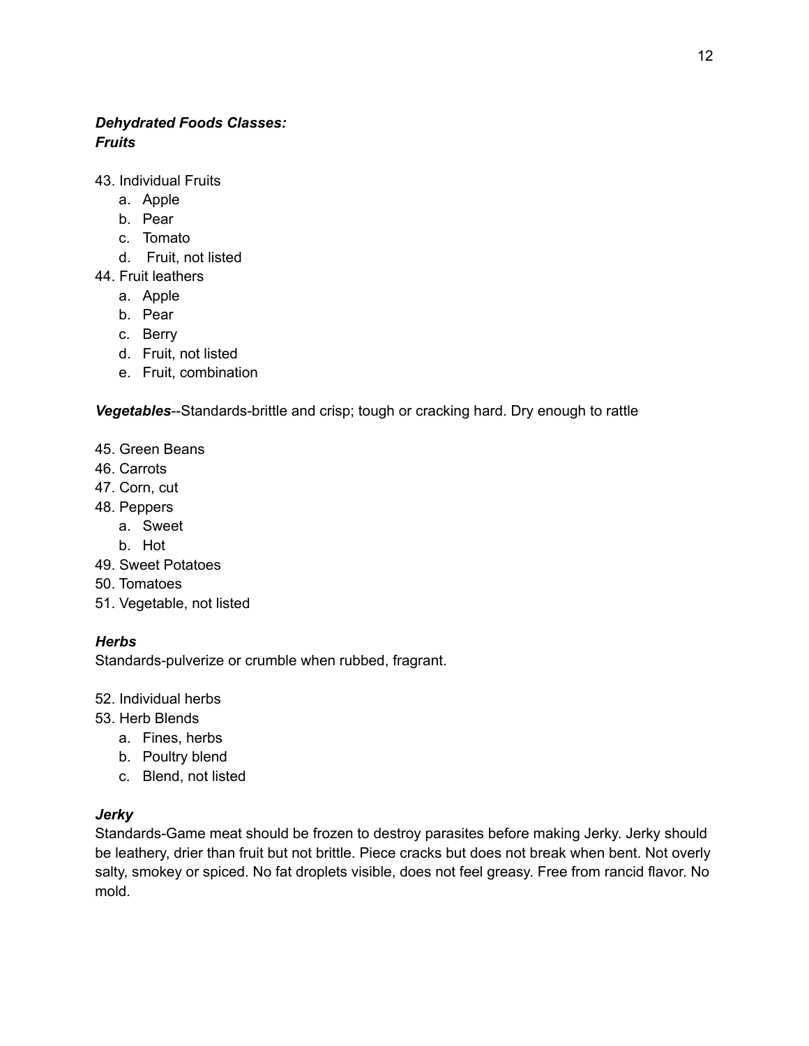***Dehydrated Foods Classes:***
***Fruits***

43. Individual Fruits
    a. Apple
    b. Pear
    c. Tomato
    d. Fruit, not listed
44. Fruit leathers
    a. Apple
    b. Pear
    c. Berry
    d. Fruit, not listed
    e. Fruit, combination

***Vegetables***--Standards-brittle and crisp; tough or cracking hard. Dry enough to rattle

45. Green Beans
46. Carrots
47. Corn, cut
48. Peppers
    a. Sweet
    b. Hot
49. Sweet Potatoes
50. Tomatoes
51. Vegetable, not listed

***Herbs***

Standards-pulverize or crumble when rubbed, fragrant.

52. Individual herbs
53. Herb Blends
    a. Fines, herbs
    b. Poultry blend
    c. Blend, not listed

***Jerky***

Standards-Game meat should be frozen to destroy parasites before making Jerky. Jerky should be leathery, drier than fruit but not brittle. Piece cracks but does not break when bent. Not overly salty, smokey or spiced. No fat droplets visible, does not feel greasy. Free from rancid flavor. No mold.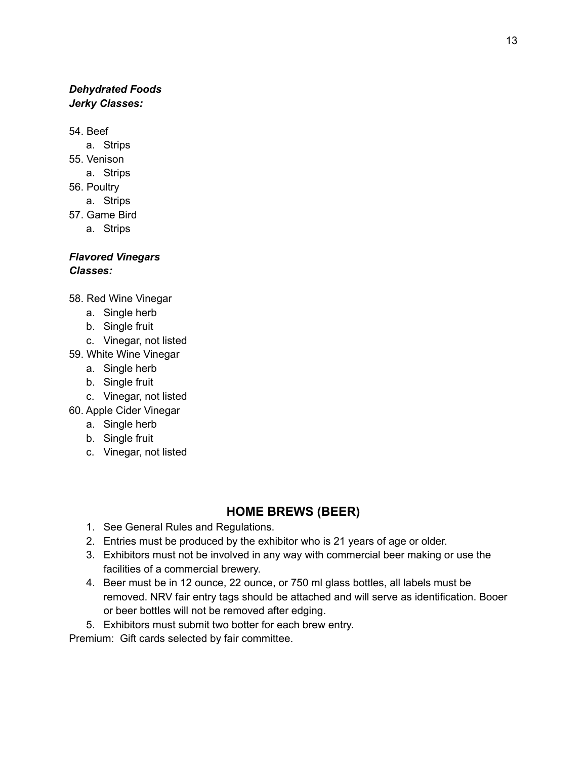***Dehydrated Foods***
***Jerky Classes:***

54. Beef
    a. Strips
55. Venison
    a. Strips
56. Poultry
    a. Strips
57. Game Bird
    a. Strips

***Flavored Vinegars***
***Classes:***

58. Red Wine Vinegar
    a. Single herb
    b. Single fruit
    c. Vinegar, not listed
59. White Wine Vinegar
    a. Single herb
    b. Single fruit
    c. Vinegar, not listed
60. Apple Cider Vinegar
    a. Single herb
    b. Single fruit
    c. Vinegar, not listed

## HOME BREWS (BEER)

1. See General Rules and Regulations.
2. Entries must be produced by the exhibitor who is 21 years of age or older.
3. Exhibitors must not be involved in any way with commercial beer making or use the facilities of a commercial brewery.
4. Beer must be in 12 ounce, 22 ounce, or 750 ml glass bottles, all labels must be removed. NRV fair entry tags should be attached and will serve as identification. Booer or beer bottles will not be removed after edging.
5. Exhibitors must submit two botter for each brew entry.

Premium: Gift cards selected by fair committee.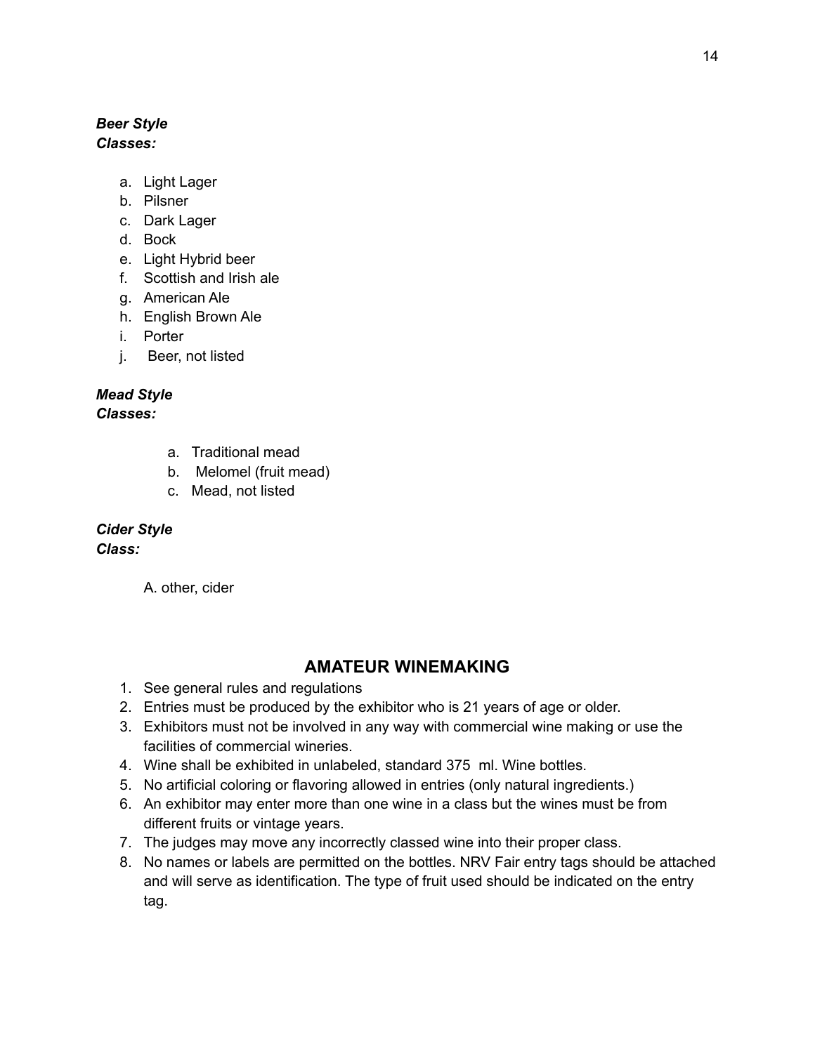***Beer Style***
***Classes:***

a. Light Lager
b. Pilsner
c. Dark Lager
d. Bock
e. Light Hybrid beer
f. Scottish and Irish ale
g. American Ale
h. English Brown Ale
i. Porter
j. Beer, not listed

***Mead Style***
***Classes:***

a. Traditional mead
b. Melomel (fruit mead)
c. Mead, not listed

***Cider Style***
***Class:***

A. other, cider

## AMATEUR WINEMAKING

1. See general rules and regulations
2. Entries must be produced by the exhibitor who is 21 years of age or older.
3. Exhibitors must not be involved in any way with commercial wine making or use the facilities of commercial wineries.
4. Wine shall be exhibited in unlabeled, standard 375 ml. Wine bottles.
5. No artificial coloring or flavoring allowed in entries (only natural ingredients.)
6. An exhibitor may enter more than one wine in a class but the wines must be from different fruits or vintage years.
7. The judges may move any incorrectly classed wine into their proper class.
8. No names or labels are permitted on the bottles. NRV Fair entry tags should be attached and will serve as identification. The type of fruit used should be indicated on the entry tag.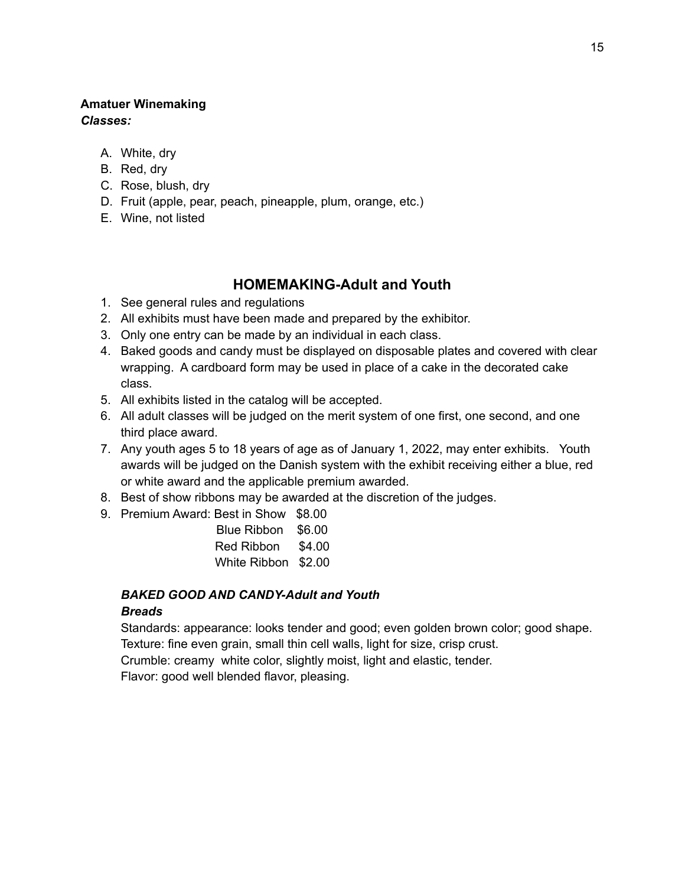**Amatuer Winemaking**
***Classes:***

A. White, dry
B. Red, dry
C. Rose, blush, dry
D. Fruit (apple, pear, peach, pineapple, plum, orange, etc.)
E. Wine, not listed

## HOMEMAKING-Adult and Youth

1. See general rules and regulations
2. All exhibits must have been made and prepared by the exhibitor.
3. Only one entry can be made by an individual in each class.
4. Baked goods and candy must be displayed on disposable plates and covered with clear wrapping. A cardboard form may be used in place of a cake in the decorated cake class.
5. All exhibits listed in the catalog will be accepted.
6. All adult classes will be judged on the merit system of one first, one second, and one third place award.
7. Any youth ages 5 to 18 years of age as of January 1, 2022, may enter exhibits. Youth awards will be judged on the Danish system with the exhibit receiving either a blue, red or white award and the applicable premium awarded.
8. Best of show ribbons may be awarded at the discretion of the judges.
9. Premium Award: Best in Show $8.00
   Blue Ribbon $6.00
   Red Ribbon $4.00
   White Ribbon $2.00

***BAKED GOOD AND CANDY-Adult and Youth***
***Breads***
Standards: appearance: looks tender and good; even golden brown color; good shape.
Texture: fine even grain, small thin cell walls, light for size, crisp crust.
Crumble: creamy white color, slightly moist, light and elastic, tender.
Flavor: good well blended flavor, pleasing.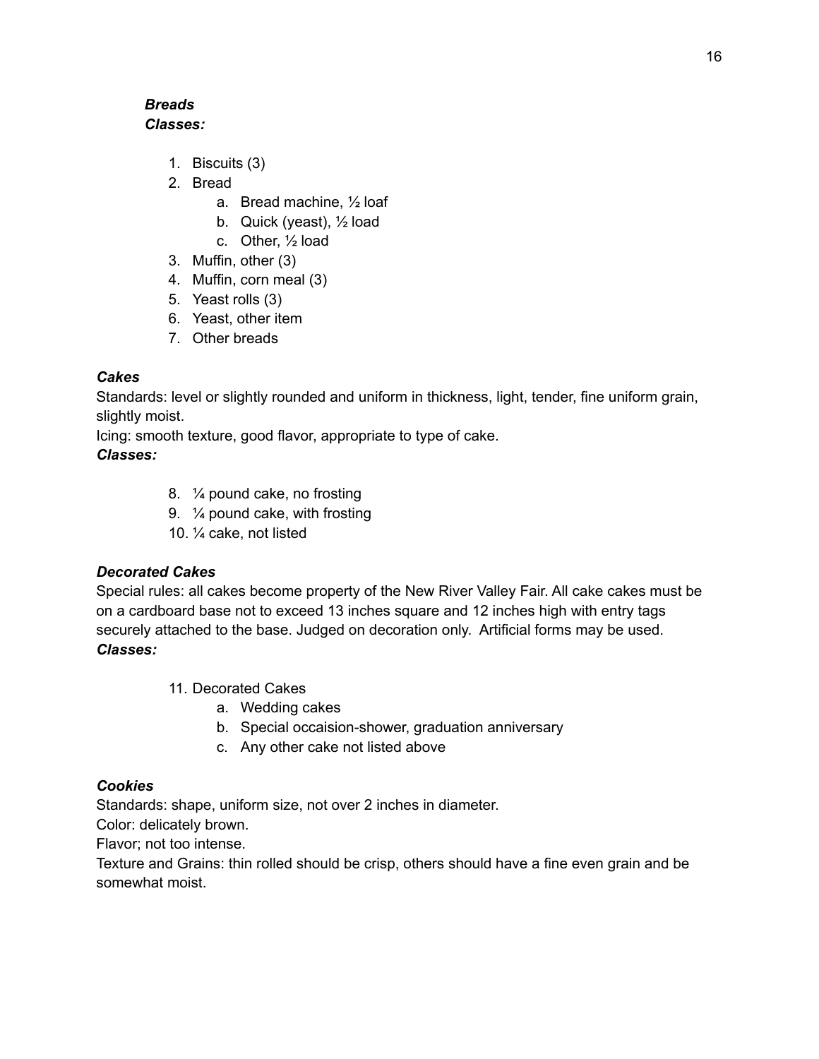***Breads***
***Classes:***

1. Biscuits (3)
2. Bread
    a. Bread machine, ½ loaf
    b. Quick (yeast), ½ load
    c. Other, ½ load
3. Muffin, other (3)
4. Muffin, corn meal (3)
5. Yeast rolls (3)
6. Yeast, other item
7. Other breads

***Cakes***

Standards: level or slightly rounded and uniform in thickness, light, tender, fine uniform grain, slightly moist.

Icing: smooth texture, good flavor, appropriate to type of cake.

***Classes:***

8. ¼ pound cake, no frosting
9. ¼ pound cake, with frosting
10. ¼ cake, not listed

***Decorated Cakes***

Special rules: all cakes become property of the New River Valley Fair. All cake cakes must be on a cardboard base not to exceed 13 inches square and 12 inches high with entry tags securely attached to the base. Judged on decoration only. Artificial forms may be used.

***Classes:***

11. Decorated Cakes
    a. Wedding cakes
    b. Special occaision-shower, graduation anniversary
    c. Any other cake not listed above

***Cookies***

Standards: shape, uniform size, not over 2 inches in diameter.

Color: delicately brown.

Flavor; not too intense.

Texture and Grains: thin rolled should be crisp, others should have a fine even grain and be somewhat moist.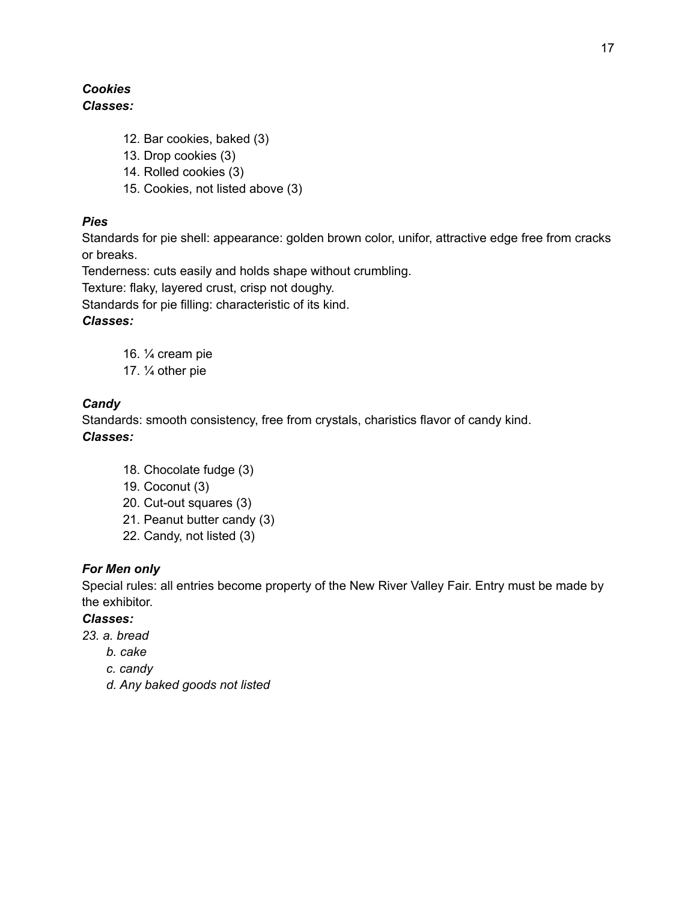***Cookies***
***Classes:***

12. Bar cookies, baked (3)
13. Drop cookies (3)
14. Rolled cookies (3)
15. Cookies, not listed above (3)

***Pies***
Standards for pie shell: appearance: golden brown color, unifor, attractive edge free from cracks or breaks.
Tenderness: cuts easily and holds shape without crumbling.
Texture: flaky, layered crust, crisp not doughy.
Standards for pie filling: characteristic of its kind.
***Classes:***

16. ¼ cream pie
17. ¼ other pie

***Candy***
Standards: smooth consistency, free from crystals, charistics flavor of candy kind.
***Classes:***

18. Chocolate fudge (3)
19. Coconut (3)
20. Cut-out squares (3)
21. Peanut butter candy (3)
22. Candy, not listed (3)

***For Men only***
Special rules: all entries become property of the New River Valley Fair. Entry must be made by the exhibitor.
***Classes:***
*23. a. bread*
*b. cake*
*c. candy*
*d. Any baked goods not listed*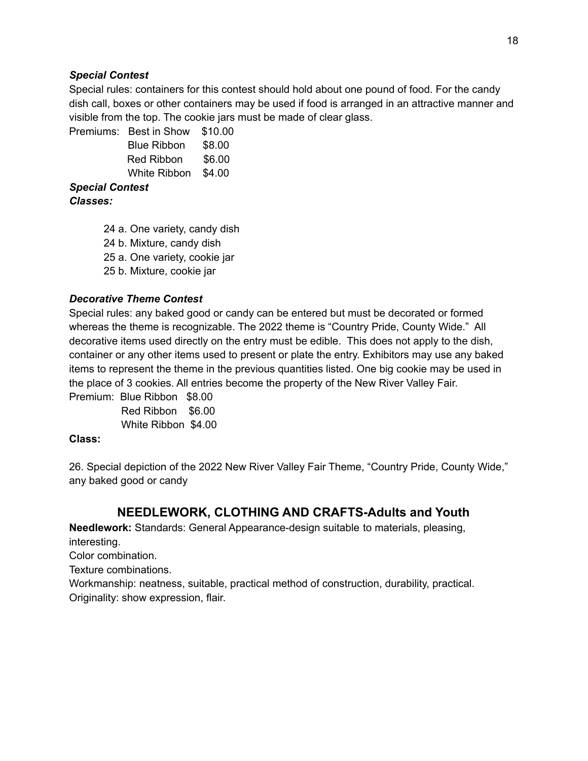***Special Contest***

Special rules: containers for this contest should hold about one pound of food. For the candy dish call, boxes or other containers may be used if food is arranged in an attractive manner and visible from the top. The cookie jars must be made of clear glass.

Premiums:
- Best in Show $10.00
- Blue Ribbon $8.00
- Red Ribbon $6.00
- White Ribbon $4.00

***Special Contest***

***Classes:***

- 24 a. One variety, candy dish
- 24 b. Mixture, candy dish
- 25 a. One variety, cookie jar
- 25 b. Mixture, cookie jar

***Decorative Theme Contest***

Special rules: any baked good or candy can be entered but must be decorated or formed whereas the theme is recognizable. The 2022 theme is “Country Pride, County Wide.” All decorative items used directly on the entry must be edible. This does not apply to the dish, container or any other items used to present or plate the entry. Exhibitors may use any baked items to represent the theme in the previous quantities listed. One big cookie may be used in the place of 3 cookies. All entries become the property of the New River Valley Fair.

Premium:
- Blue Ribbon $8.00
- Red Ribbon $6.00
- White Ribbon $4.00

**Class:**

26. Special depiction of the 2022 New River Valley Fair Theme, “Country Pride, County Wide,” any baked good or candy

## NEEDLEWORK, CLOTHING AND CRAFTS-Adults and Youth

**Needlework:** Standards: General Appearance-design suitable to materials, pleasing, interesting.

Color combination.

Texture combinations.

Workmanship: neatness, suitable, practical method of construction, durability, practical.

Originality: show expression, flair.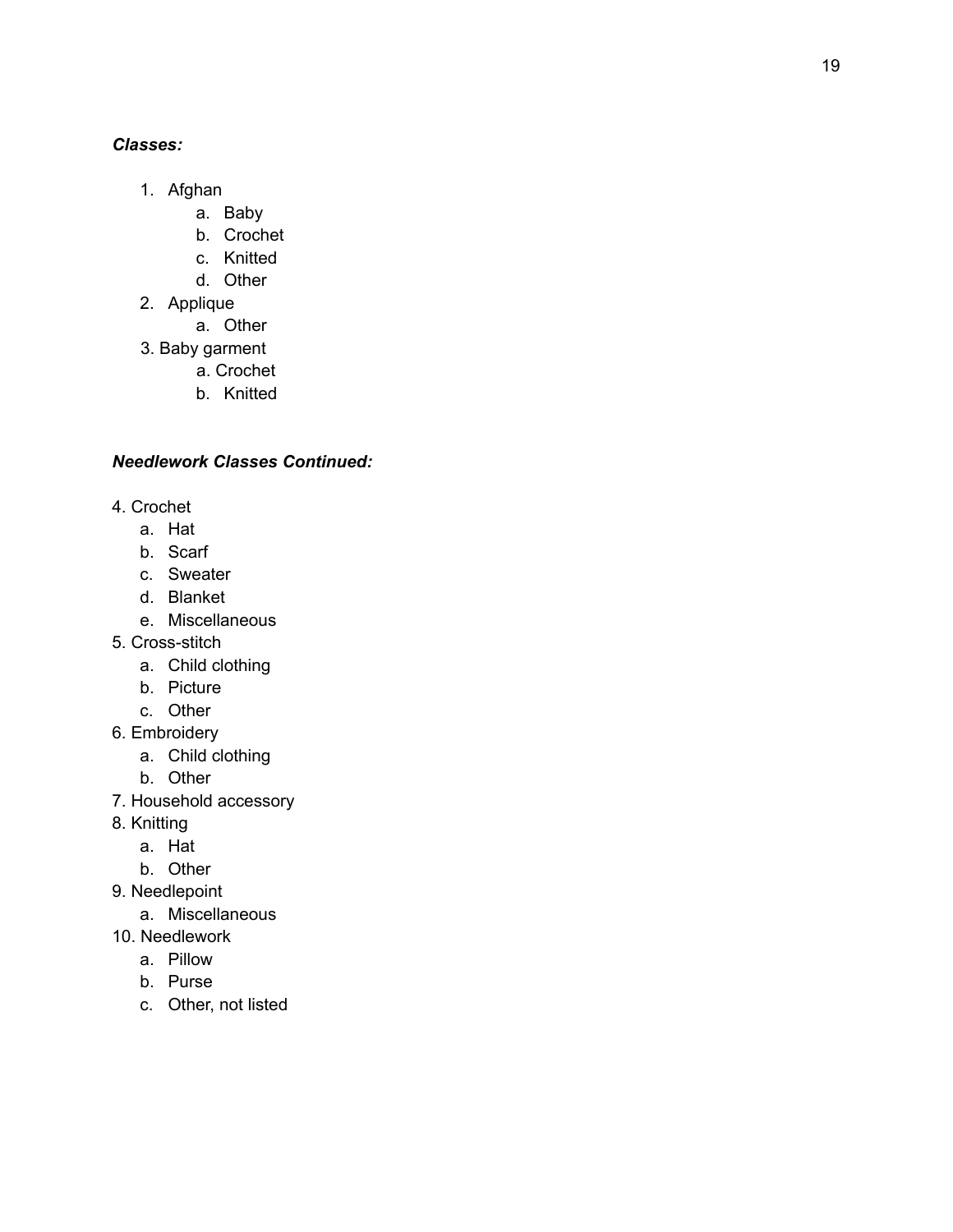***Classes:***

1. Afghan
    a. Baby
    b. Crochet
    c. Knitted
    d. Other
2. Applique
    a. Other
3. Baby garment
    a. Crochet
    b. Knitted

***Needlework Classes Continued:***

4. Crochet
    a. Hat
    b. Scarf
    c. Sweater
    d. Blanket
    e. Miscellaneous
5. Cross-stitch
    a. Child clothing
    b. Picture
    c. Other
6. Embroidery
    a. Child clothing
    b. Other
7. Household accessory
8. Knitting
    a. Hat
    b. Other
9. Needlepoint
    a. Miscellaneous
10. Needlework
    a. Pillow
    b. Purse
    c. Other, not listed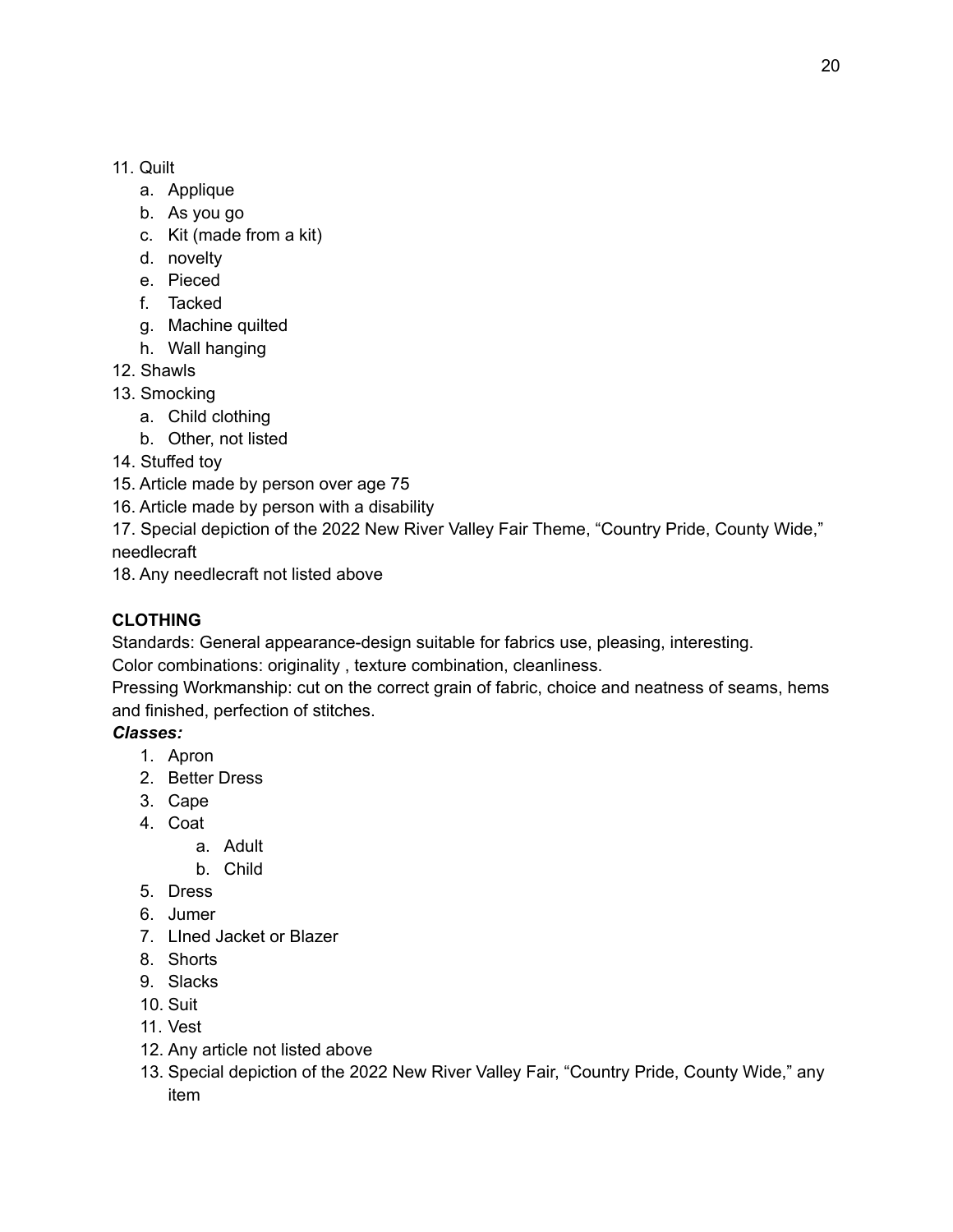11. Quilt
    a. Applique
    b. As you go
    c. Kit (made from a kit)
    d. novelty
    e. Pieced
    f. Tacked
    g. Machine quilted
    h. Wall hanging
12. Shawls
13. Smocking
    a. Child clothing
    b. Other, not listed
14. Stuffed toy
15. Article made by person over age 75
16. Article made by person with a disability
17. Special depiction of the 2022 New River Valley Fair Theme, "Country Pride, County Wide," needlecraft
18. Any needlecraft not listed above

**CLOTHING**

Standards: General appearance-design suitable for fabrics use, pleasing, interesting.
Color combinations: originality , texture combination, cleanliness.
Pressing Workmanship: cut on the correct grain of fabric, choice and neatness of seams, hems and finished, perfection of stitches.

***Classes:***

1. Apron
2. Better Dress
3. Cape
4. Coat
    a. Adult
    b. Child
5. Dress
6. Jumer
7. LIned Jacket or Blazer
8. Shorts
9. Slacks
10. Suit
11. Vest
12. Any article not listed above
13. Special depiction of the 2022 New River Valley Fair, "Country Pride, County Wide," any item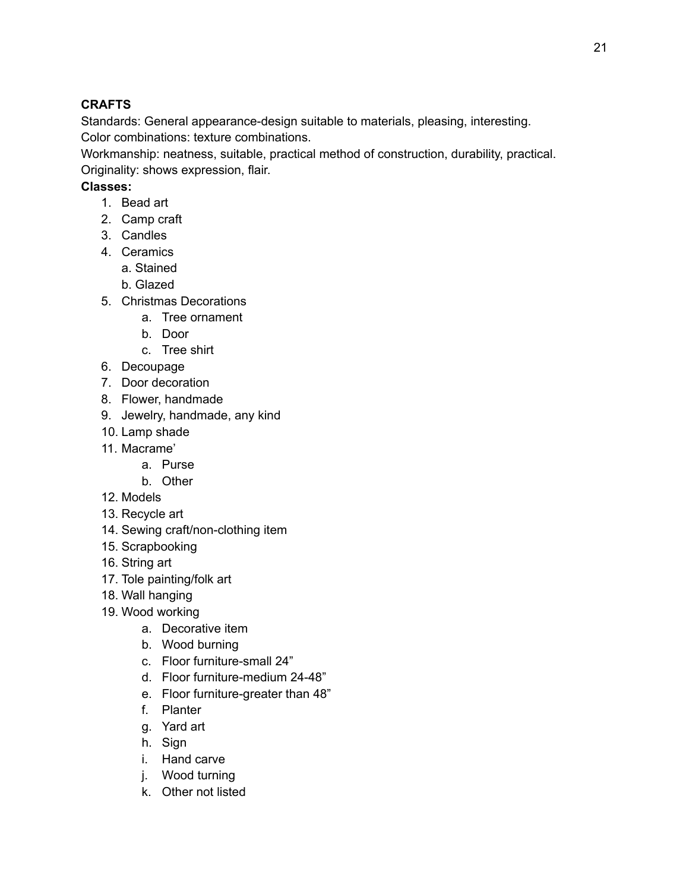## CRAFTS

Standards: General appearance-design suitable to materials, pleasing, interesting.
Color combinations: texture combinations.
Workmanship: neatness, suitable, practical method of construction, durability, practical.
Originality: shows expression, flair.

**Classes:**

1. Bead art
2. Camp craft
3. Candles
4. Ceramics
   a. Stained
   b. Glazed
5. Christmas Decorations
   a. Tree ornament
   b. Door
   c. Tree shirt
6. Decoupage
7. Door decoration
8. Flower, handmade
9. Jewelry, handmade, any kind
10. Lamp shade
11. Macrame'
    a. Purse
    b. Other
12. Models
13. Recycle art
14. Sewing craft/non-clothing item
15. Scrapbooking
16. String art
17. Tole painting/folk art
18. Wall hanging
19. Wood working
    a. Decorative item
    b. Wood burning
    c. Floor furniture-small 24"
    d. Floor furniture-medium 24-48"
    e. Floor furniture-greater than 48"
    f. Planter
    g. Yard art
    h. Sign
    i. Hand carve
    j. Wood turning
    k. Other not listed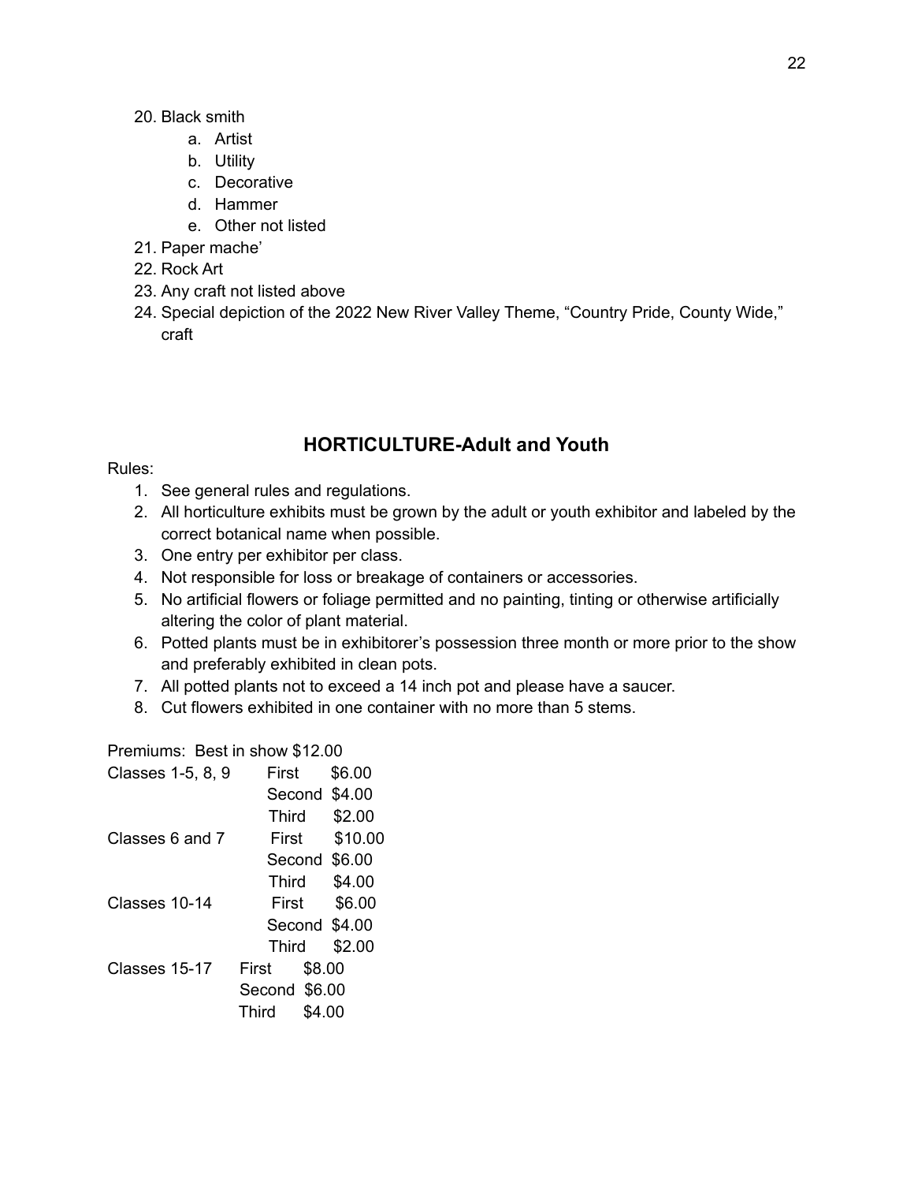20. Black smith
    a. Artist
    b. Utility
    c. Decorative
    d. Hammer
    e. Other not listed
21. Paper mache'
22. Rock Art
23. Any craft not listed above
24. Special depiction of the 2022 New River Valley Theme, "Country Pride, County Wide," craft

## HORTICULTURE-Adult and Youth

Rules:

1. See general rules and regulations.
2. All horticulture exhibits must be grown by the adult or youth exhibitor and labeled by the correct botanical name when possible.
3. One entry per exhibitor per class.
4. Not responsible for loss or breakage of containers or accessories.
5. No artificial flowers or foliage permitted and no painting, tinting or otherwise artificially altering the color of plant material.
6. Potted plants must be in exhibitorer's possession three month or more prior to the show and preferably exhibited in clean pots.
7. All potted plants not to exceed a 14 inch pot and please have a saucer.
8. Cut flowers exhibited in one container with no more than 5 stems.

Premiums: Best in show $12.00

| Classes | Place | Premium |
|---|---|---|
| Classes 1-5, 8, 9 | First | $6.00 |
| | Second | $4.00 |
| | Third | $2.00 |
| Classes 6 and 7 | First | $10.00 |
| | Second | $6.00 |
| | Third | $4.00 |
| Classes 10-14 | First | $6.00 |
| | Second | $4.00 |
| | Third | $2.00 |
| Classes 15-17 | First | $8.00 |
| | Second | $6.00 |
| | Third | $4.00 |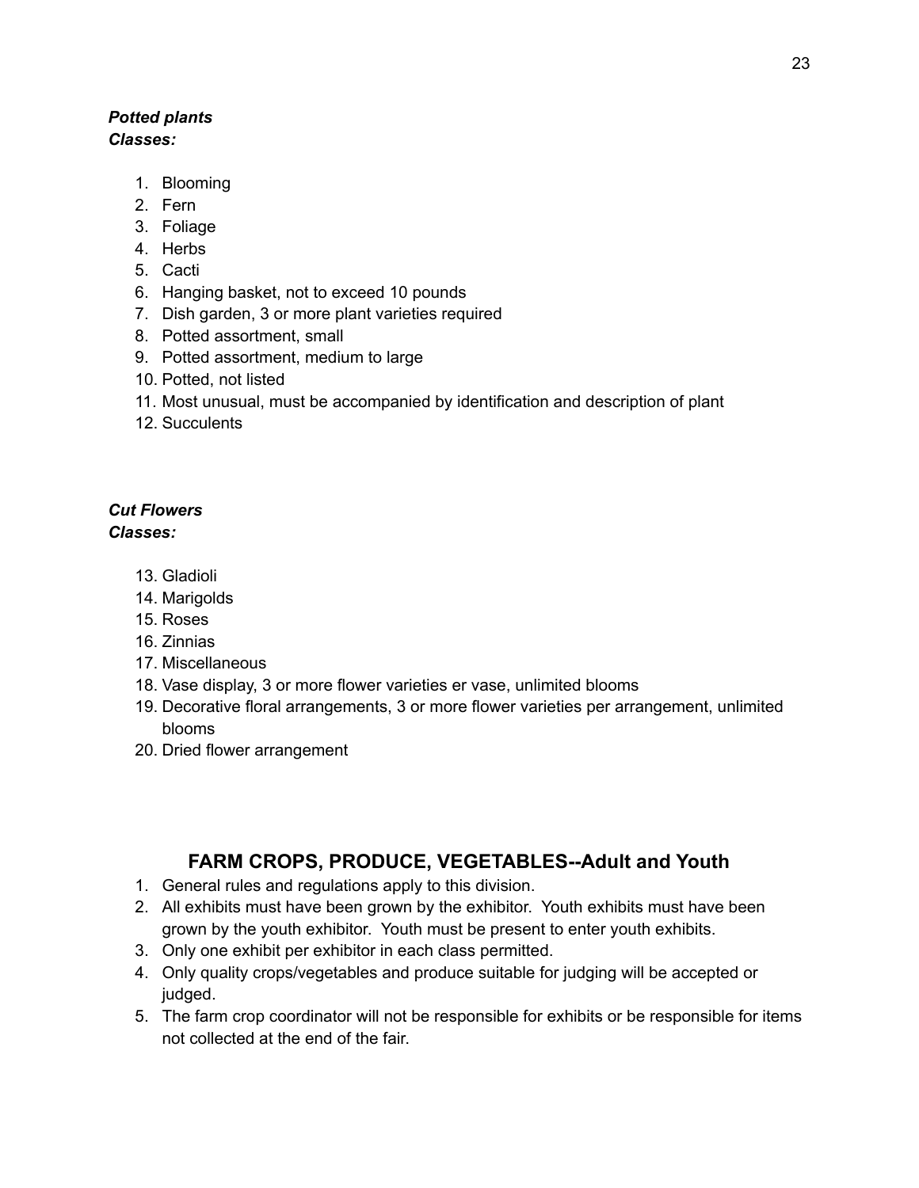***Potted plants***
***Classes:***

1. Blooming
2. Fern
3. Foliage
4. Herbs
5. Cacti
6. Hanging basket, not to exceed 10 pounds
7. Dish garden, 3 or more plant varieties required
8. Potted assortment, small
9. Potted assortment, medium to large
10. Potted, not listed
11. Most unusual, must be accompanied by identification and description of plant
12. Succulents

***Cut Flowers***
***Classes:***

13. Gladioli
14. Marigolds
15. Roses
16. Zinnias
17. Miscellaneous
18. Vase display, 3 or more flower varieties er vase, unlimited blooms
19. Decorative floral arrangements, 3 or more flower varieties per arrangement, unlimited blooms
20. Dried flower arrangement

## FARM CROPS, PRODUCE, VEGETABLES--Adult and Youth

1. General rules and regulations apply to this division.
2. All exhibits must have been grown by the exhibitor. Youth exhibits must have been grown by the youth exhibitor. Youth must be present to enter youth exhibits.
3. Only one exhibit per exhibitor in each class permitted.
4. Only quality crops/vegetables and produce suitable for judging will be accepted or judged.
5. The farm crop coordinator will not be responsible for exhibits or be responsible for items not collected at the end of the fair.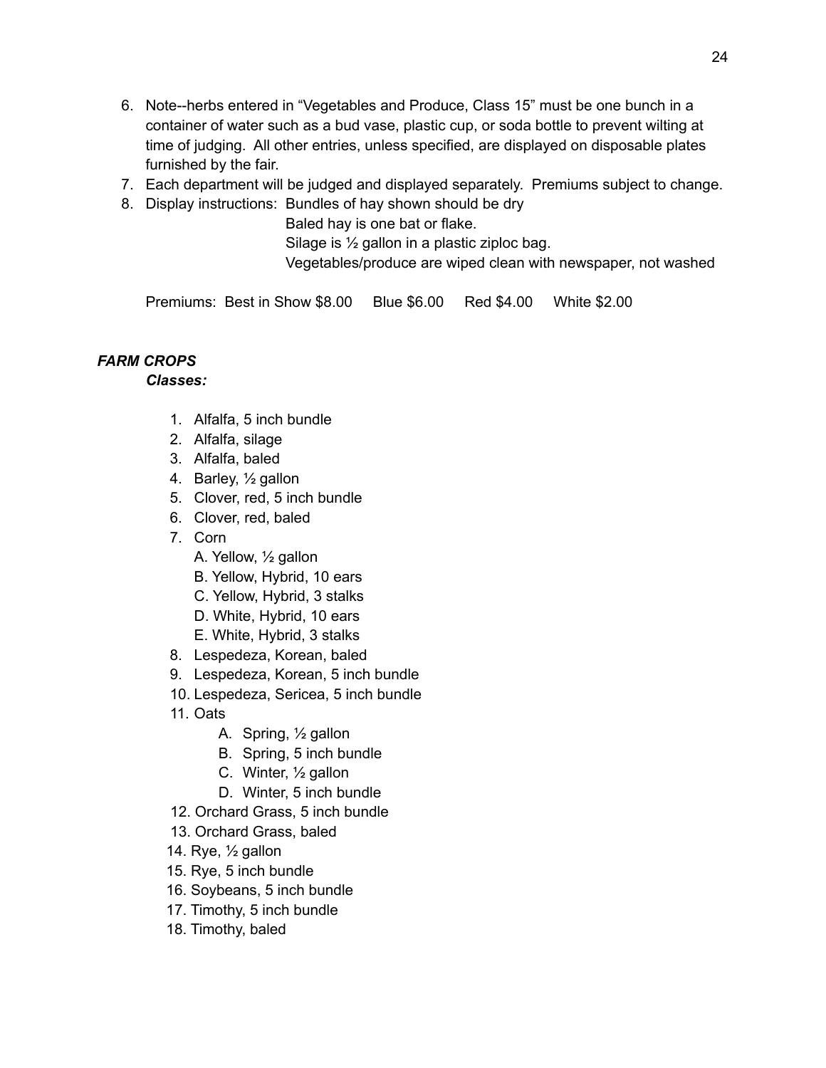6. Note--herbs entered in "Vegetables and Produce, Class 15" must be one bunch in a container of water such as a bud vase, plastic cup, or soda bottle to prevent wilting at time of judging. All other entries, unless specified, are displayed on disposable plates furnished by the fair.
7. Each department will be judged and displayed separately. Premiums subject to change.
8. Display instructions: Bundles of hay shown should be dry
   Baled hay is one bat or flake.
   Silage is ½ gallon in a plastic ziploc bag.
   Vegetables/produce are wiped clean with newspaper, not washed

   Premiums: Best in Show $8.00 Blue $6.00 Red $4.00 White $2.00

***FARM CROPS***

***Classes:***

1. Alfalfa, 5 inch bundle
2. Alfalfa, silage
3. Alfalfa, baled
4. Barley, ½ gallon
5. Clover, red, 5 inch bundle
6. Clover, red, baled
7. Corn
   A. Yellow, ½ gallon
   B. Yellow, Hybrid, 10 ears
   C. Yellow, Hybrid, 3 stalks
   D. White, Hybrid, 10 ears
   E. White, Hybrid, 3 stalks
8. Lespedeza, Korean, baled
9. Lespedeza, Korean, 5 inch bundle
10. Lespedeza, Sericea, 5 inch bundle
11. Oats
    A. Spring, ½ gallon
    B. Spring, 5 inch bundle
    C. Winter, ½ gallon
    D. Winter, 5 inch bundle
12. Orchard Grass, 5 inch bundle
13. Orchard Grass, baled
14. Rye, ½ gallon
15. Rye, 5 inch bundle
16. Soybeans, 5 inch bundle
17. Timothy, 5 inch bundle
18. Timothy, baled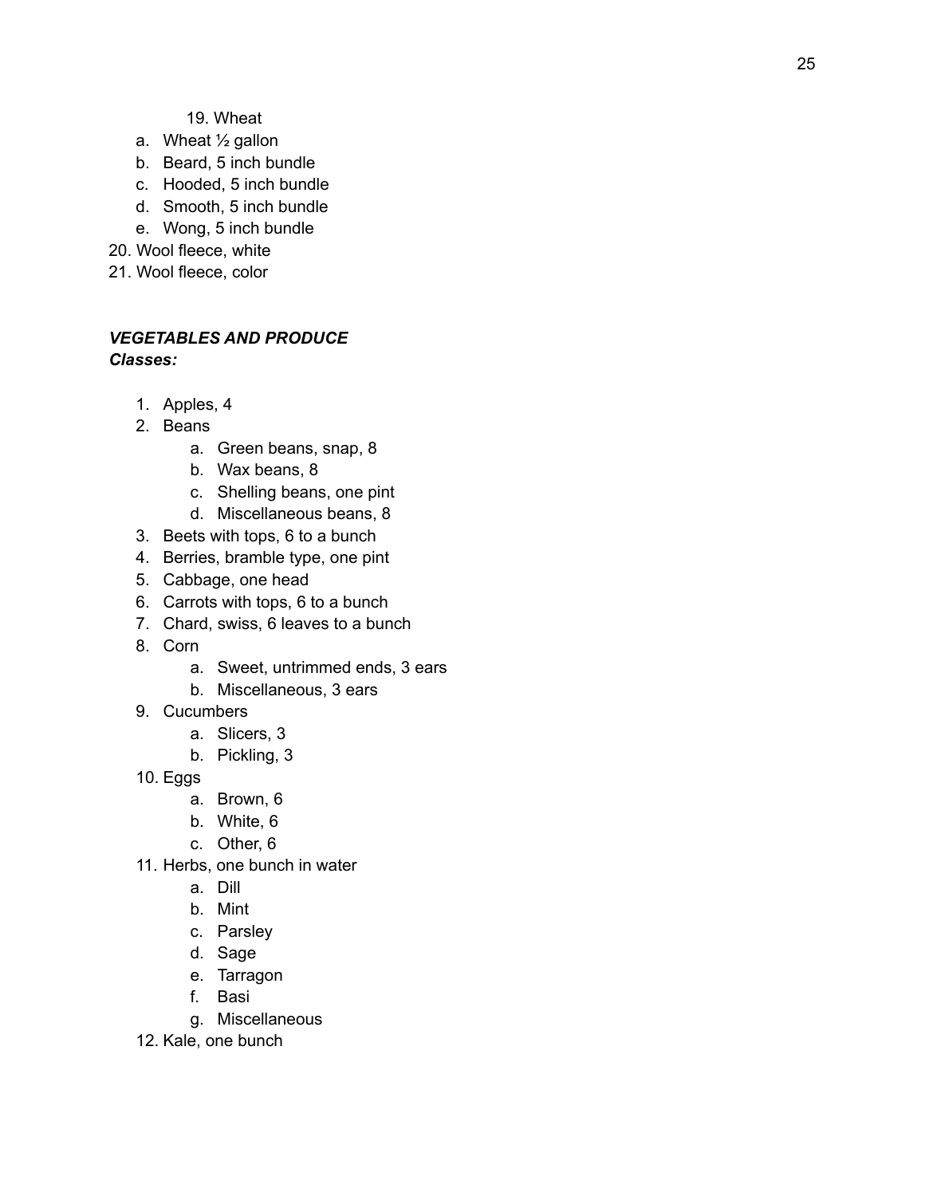19. Wheat
    a. Wheat ½ gallon
    b. Beard, 5 inch bundle
    c. Hooded, 5 inch bundle
    d. Smooth, 5 inch bundle
    e. Wong, 5 inch bundle
20. Wool fleece, white
21. Wool fleece, color

***VEGETABLES AND PRODUCE***
***Classes:***

1. Apples, 4
2. Beans
    a. Green beans, snap, 8
    b. Wax beans, 8
    c. Shelling beans, one pint
    d. Miscellaneous beans, 8
3. Beets with tops, 6 to a bunch
4. Berries, bramble type, one pint
5. Cabbage, one head
6. Carrots with tops, 6 to a bunch
7. Chard, swiss, 6 leaves to a bunch
8. Corn
    a. Sweet, untrimmed ends, 3 ears
    b. Miscellaneous, 3 ears
9. Cucumbers
    a. Slicers, 3
    b. Pickling, 3
10. Eggs
    a. Brown, 6
    b. White, 6
    c. Other, 6
11. Herbs, one bunch in water
    a. Dill
    b. Mint
    c. Parsley
    d. Sage
    e. Tarragon
    f. Basi
    g. Miscellaneous
12. Kale, one bunch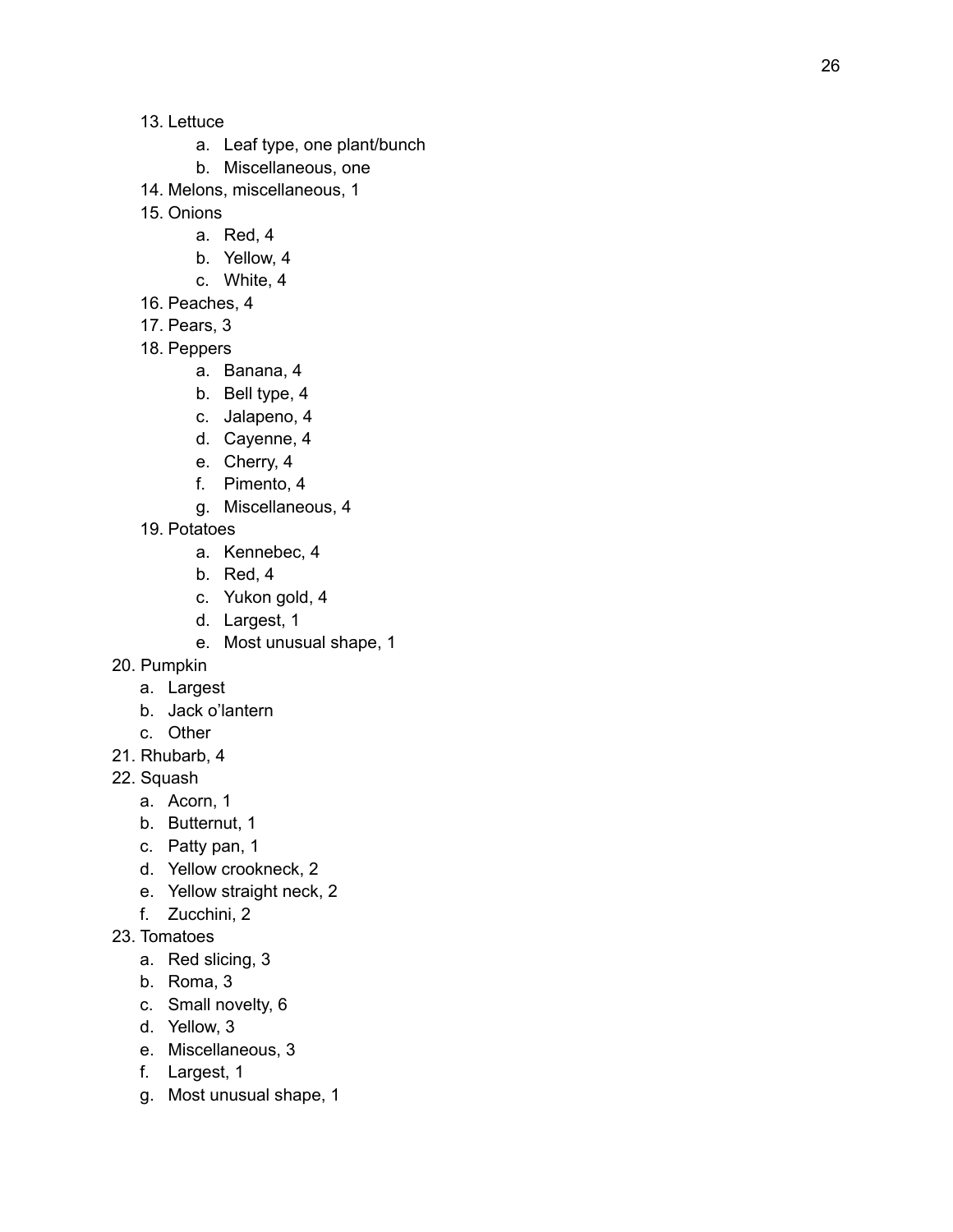13. Lettuce
    a. Leaf type, one plant/bunch
    b. Miscellaneous, one
14. Melons, miscellaneous, 1
15. Onions
    a. Red, 4
    b. Yellow, 4
    c. White, 4
16. Peaches, 4
17. Pears, 3
18. Peppers
    a. Banana, 4
    b. Bell type, 4
    c. Jalapeno, 4
    d. Cayenne, 4
    e. Cherry, 4
    f. Pimento, 4
    g. Miscellaneous, 4
19. Potatoes
    a. Kennebec, 4
    b. Red, 4
    c. Yukon gold, 4
    d. Largest, 1
    e. Most unusual shape, 1
20. Pumpkin
    a. Largest
    b. Jack o'lantern
    c. Other
21. Rhubarb, 4
22. Squash
    a. Acorn, 1
    b. Butternut, 1
    c. Patty pan, 1
    d. Yellow crookneck, 2
    e. Yellow straight neck, 2
    f. Zucchini, 2
23. Tomatoes
    a. Red slicing, 3
    b. Roma, 3
    c. Small novelty, 6
    d. Yellow, 3
    e. Miscellaneous, 3
    f. Largest, 1
    g. Most unusual shape, 1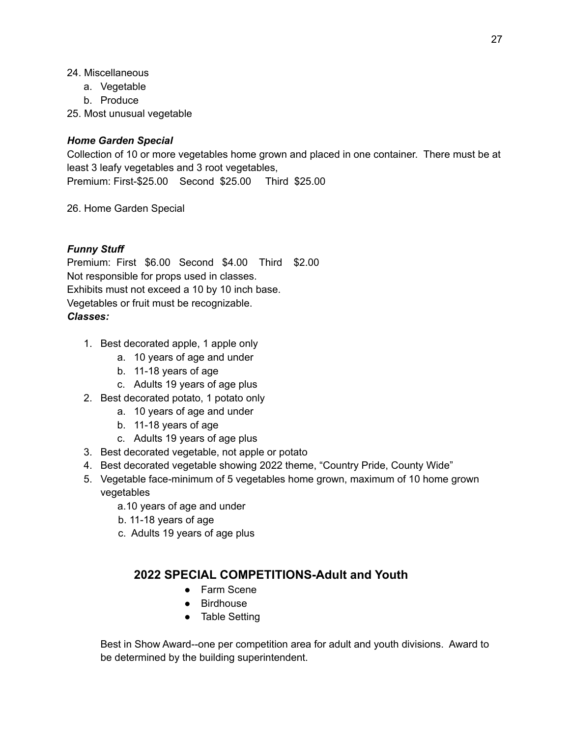24. Miscellaneous
    a. Vegetable
    b. Produce
25. Most unusual vegetable

***Home Garden Special***

Collection of 10 or more vegetables home grown and placed in one container. There must be at least 3 leafy vegetables and 3 root vegetables,

Premium: First-$25.00 Second $25.00 Third $25.00

26. Home Garden Special

***Funny Stuff***

Premium: First $6.00 Second $4.00 Third $2.00

Not responsible for props used in classes.

Exhibits must not exceed a 10 by 10 inch base.

Vegetables or fruit must be recognizable.

***Classes:***

1. Best decorated apple, 1 apple only
    a. 10 years of age and under
    b. 11-18 years of age
    c. Adults 19 years of age plus
2. Best decorated potato, 1 potato only
    a. 10 years of age and under
    b. 11-18 years of age
    c. Adults 19 years of age plus
3. Best decorated vegetable, not apple or potato
4. Best decorated vegetable showing 2022 theme, "Country Pride, County Wide"
5. Vegetable face-minimum of 5 vegetables home grown, maximum of 10 home grown vegetables
    a. 10 years of age and under
    b. 11-18 years of age
    c. Adults 19 years of age plus

## 2022 SPECIAL COMPETITIONS-Adult and Youth

- Farm Scene
- Birdhouse
- Table Setting

Best in Show Award--one per competition area for adult and youth divisions. Award to be determined by the building superintendent.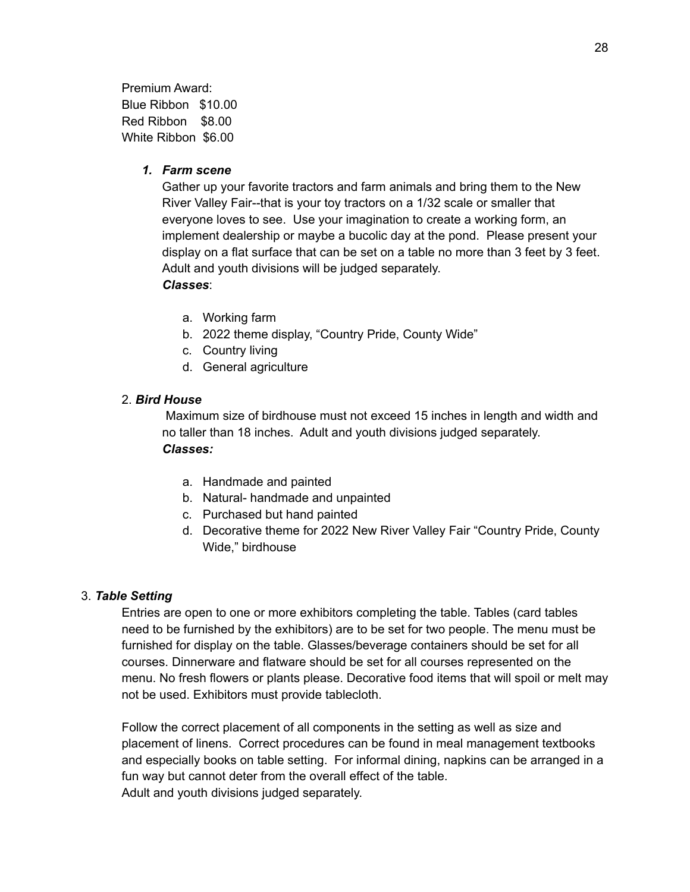Premium Award:
Blue Ribbon $10.00
Red Ribbon $8.00
White Ribbon $6.00

1. ***Farm scene***

   Gather up your favorite tractors and farm animals and bring them to the New River Valley Fair--that is your toy tractors on a 1/32 scale or smaller that everyone loves to see. Use your imagination to create a working form, an implement dealership or maybe a bucolic day at the pond. Please present your display on a flat surface that can be set on a table no more than 3 feet by 3 feet. Adult and youth divisions will be judged separately.

   ***Classes***:

   a. Working farm
   b. 2022 theme display, “Country Pride, County Wide”
   c. Country living
   d. General agriculture

2. ***Bird House***

   Maximum size of birdhouse must not exceed 15 inches in length and width and no taller than 18 inches. Adult and youth divisions judged separately.

   ***Classes:***

   a. Handmade and painted
   b. Natural- handmade and unpainted
   c. Purchased but hand painted
   d. Decorative theme for 2022 New River Valley Fair “Country Pride, County Wide,” birdhouse

3. ***Table Setting***

   Entries are open to one or more exhibitors completing the table. Tables (card tables need to be furnished by the exhibitors) are to be set for two people. The menu must be furnished for display on the table. Glasses/beverage containers should be set for all courses. Dinnerware and flatware should be set for all courses represented on the menu. No fresh flowers or plants please. Decorative food items that will spoil or melt may not be used. Exhibitors must provide tablecloth.

   Follow the correct placement of all components in the setting as well as size and placement of linens. Correct procedures can be found in meal management textbooks and especially books on table setting. For informal dining, napkins can be arranged in a fun way but cannot deter from the overall effect of the table.
   Adult and youth divisions judged separately.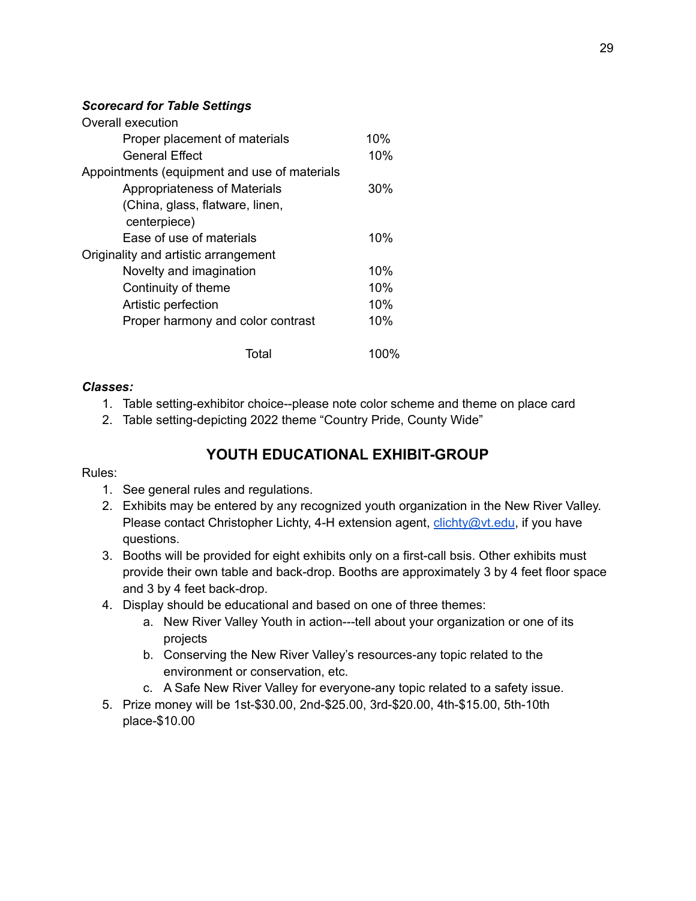***Scorecard for Table Settings***

| | |
|---|---|
| Overall execution | |
| Proper placement of materials | 10% |
| General Effect | 10% |
| Appointments (equipment and use of materials | |
| Appropriateness of Materials (China, glass, flatware, linen, centerpiece) | 30% |
| Ease of use of materials | 10% |
| Originality and artistic arrangement | |
| Novelty and imagination | 10% |
| Continuity of theme | 10% |
| Artistic perfection | 10% |
| Proper harmony and color contrast | 10% |
| Total | 100% |

***Classes:***

1. Table setting-exhibitor choice--please note color scheme and theme on place card
2. Table setting-depicting 2022 theme "Country Pride, County Wide"

## YOUTH EDUCATIONAL EXHIBIT-GROUP

Rules:

1. See general rules and regulations.
2. Exhibits may be entered by any recognized youth organization in the New River Valley. Please contact Christopher Lichty, 4-H extension agent, clichty@vt.edu, if you have questions.
3. Booths will be provided for eight exhibits only on a first-call bsis. Other exhibits must provide their own table and back-drop. Booths are approximately 3 by 4 feet floor space and 3 by 4 feet back-drop.
4. Display should be educational and based on one of three themes:
   a. New River Valley Youth in action---tell about your organization or one of its projects
   b. Conserving the New River Valley's resources-any topic related to the environment or conservation, etc.
   c. A Safe New River Valley for everyone-any topic related to a safety issue.
5. Prize money will be 1st-$30.00, 2nd-$25.00, 3rd-$20.00, 4th-$15.00, 5th-10th place-$10.00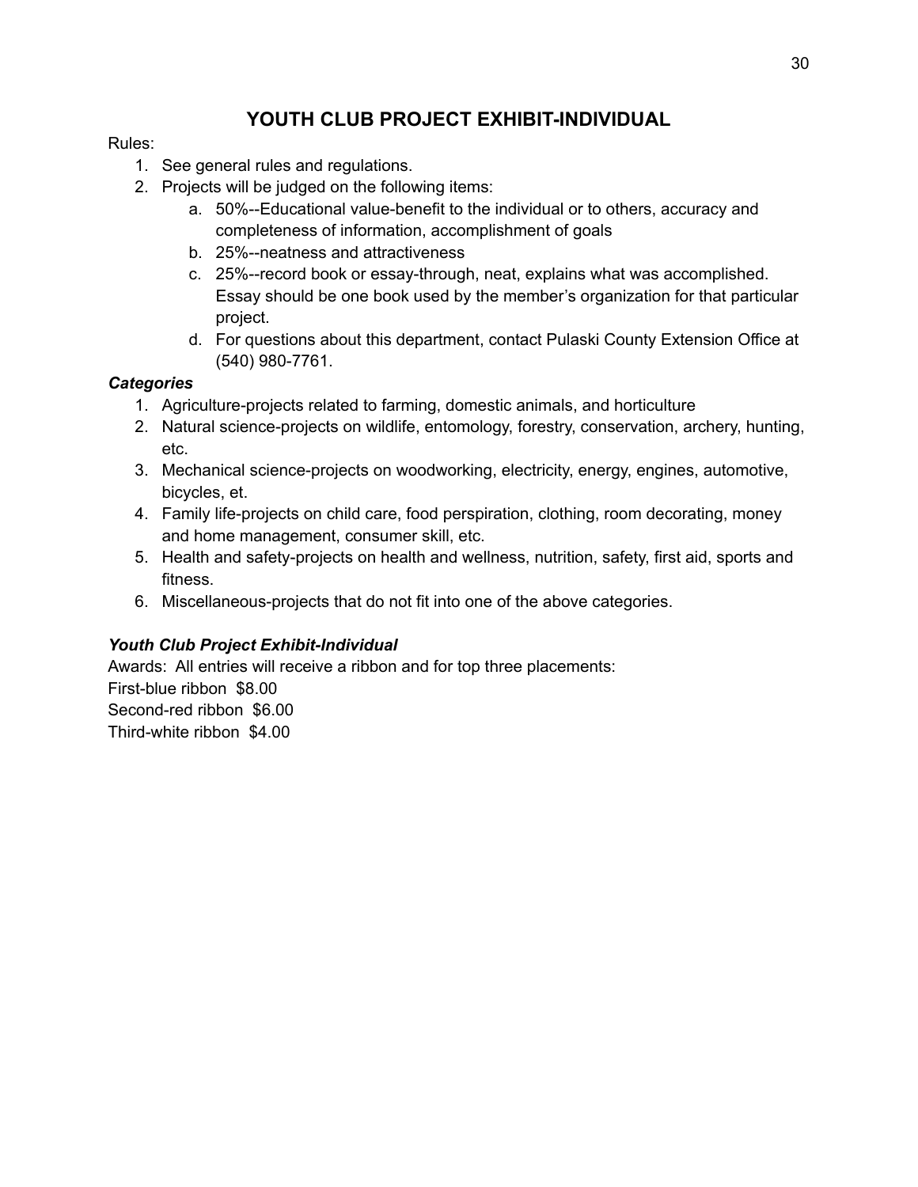# YOUTH CLUB PROJECT EXHIBIT-INDIVIDUAL

Rules:

1. See general rules and regulations.
2. Projects will be judged on the following items:
   a. 50%--Educational value-benefit to the individual or to others, accuracy and completeness of information, accomplishment of goals
   b. 25%--neatness and attractiveness
   c. 25%--record book or essay-through, neat, explains what was accomplished. Essay should be one book used by the member's organization for that particular project.
   d. For questions about this department, contact Pulaski County Extension Office at (540) 980-7761.

***Categories***

1. Agriculture-projects related to farming, domestic animals, and horticulture
2. Natural science-projects on wildlife, entomology, forestry, conservation, archery, hunting, etc.
3. Mechanical science-projects on woodworking, electricity, energy, engines, automotive, bicycles, et.
4. Family life-projects on child care, food perspiration, clothing, room decorating, money and home management, consumer skill, etc.
5. Health and safety-projects on health and wellness, nutrition, safety, first aid, sports and fitness.
6. Miscellaneous-projects that do not fit into one of the above categories.

***Youth Club Project Exhibit-Individual***

Awards: All entries will receive a ribbon and for top three placements:
First-blue ribbon $8.00
Second-red ribbon $6.00
Third-white ribbon $4.00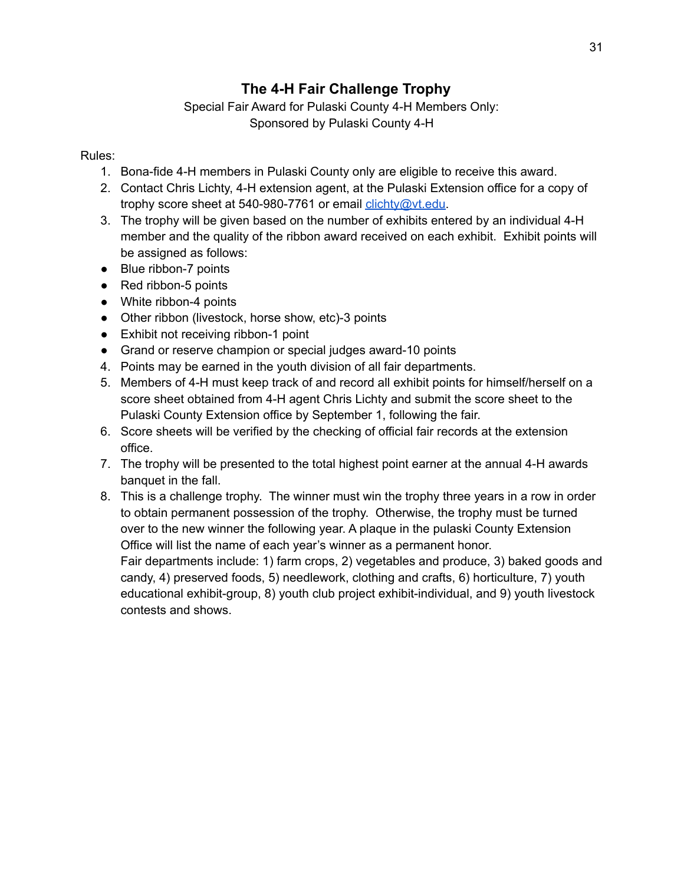# The 4-H Fair Challenge Trophy

Special Fair Award for Pulaski County 4-H Members Only:
Sponsored by Pulaski County 4-H

Rules:

1. Bona-fide 4-H members in Pulaski County only are eligible to receive this award.
2. Contact Chris Lichty, 4-H extension agent, at the Pulaski Extension office for a copy of trophy score sheet at 540-980-7761 or email clichty@vt.edu.
3. The trophy will be given based on the number of exhibits entered by an individual 4-H member and the quality of the ribbon award received on each exhibit. Exhibit points will be assigned as follows:

- Blue ribbon-7 points
- Red ribbon-5 points
- White ribbon-4 points
- Other ribbon (livestock, horse show, etc)-3 points
- Exhibit not receiving ribbon-1 point
- Grand or reserve champion or special judges award-10 points

4. Points may be earned in the youth division of all fair departments.
5. Members of 4-H must keep track of and record all exhibit points for himself/herself on a score sheet obtained from 4-H agent Chris Lichty and submit the score sheet to the Pulaski County Extension office by September 1, following the fair.
6. Score sheets will be verified by the checking of official fair records at the extension office.
7. The trophy will be presented to the total highest point earner at the annual 4-H awards banquet in the fall.
8. This is a challenge trophy. The winner must win the trophy three years in a row in order to obtain permanent possession of the trophy. Otherwise, the trophy must be turned over to the new winner the following year. A plaque in the pulaski County Extension Office will list the name of each year's winner as a permanent honor.
   Fair departments include: 1) farm crops, 2) vegetables and produce, 3) baked goods and candy, 4) preserved foods, 5) needlework, clothing and crafts, 6) horticulture, 7) youth educational exhibit-group, 8) youth club project exhibit-individual, and 9) youth livestock contests and shows.